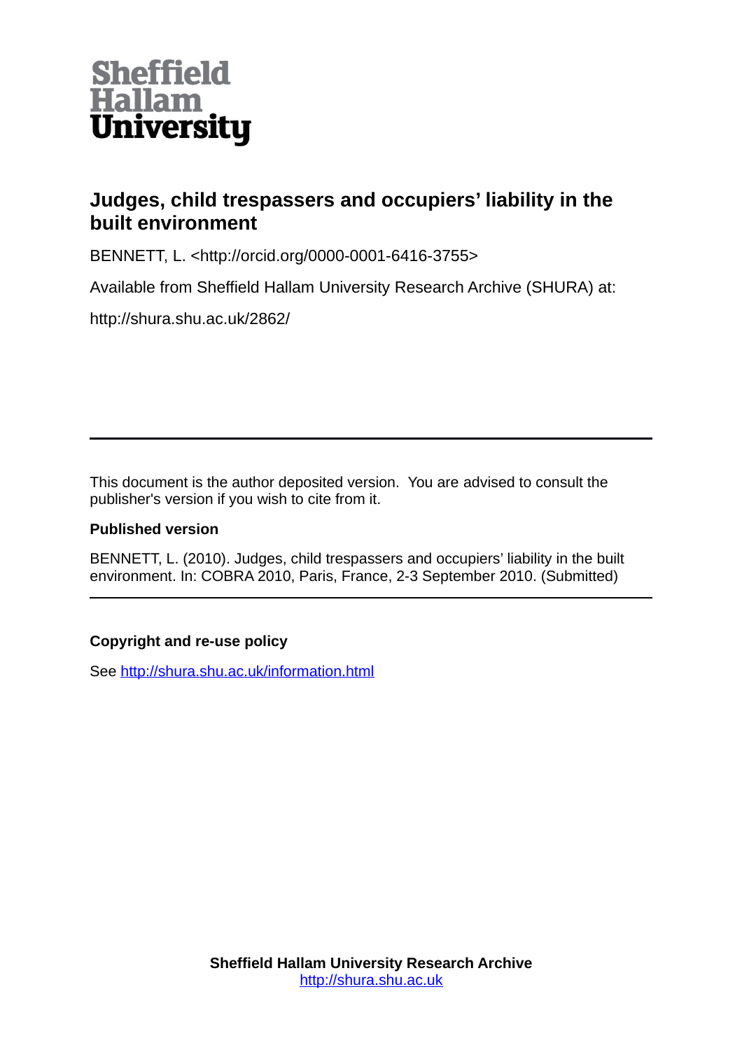Sheffield Hallam University

# Judges, child trespassers and occupiers' liability in the built environment

BENNETT, L. <http://orcid.org/0000-0001-6416-3755>

Available from Sheffield Hallam University Research Archive (SHURA) at:

http://shura.shu.ac.uk/2862/

---

This document is the author deposited version. You are advised to consult the publisher's version if you wish to cite from it.

**Published version**

BENNETT, L. (2010). Judges, child trespassers and occupiers' liability in the built environment. In: COBRA 2010, Paris, France, 2-3 September 2010. (Submitted)

---

**Copyright and re-use policy**

See http://shura.shu.ac.uk/information.html

**Sheffield Hallam University Research Archive**
http://shura.shu.ac.uk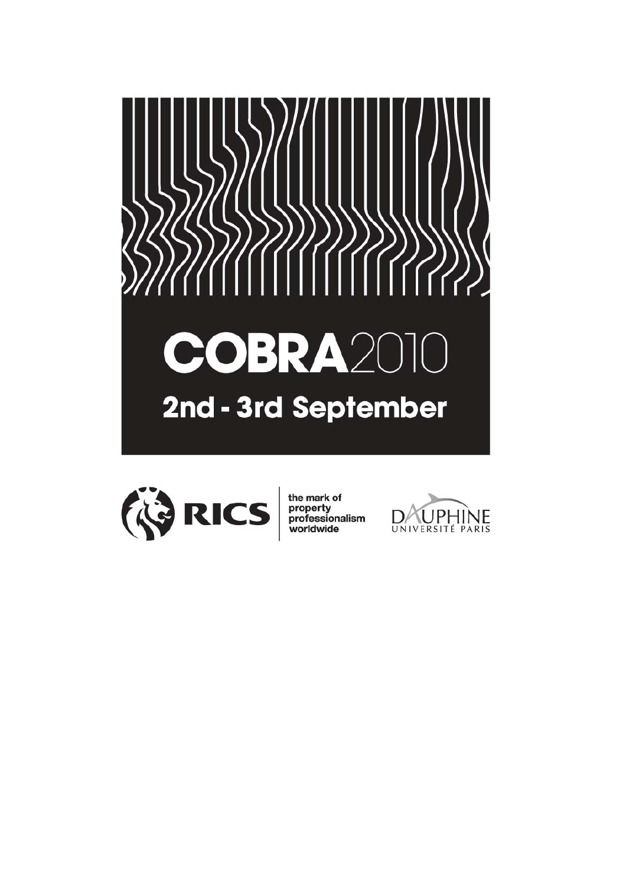# COBRA2010

## 2nd - 3rd September

RICS

the mark of property professionalism worldwide

DAUPHINE UNIVERSITÉ PARIS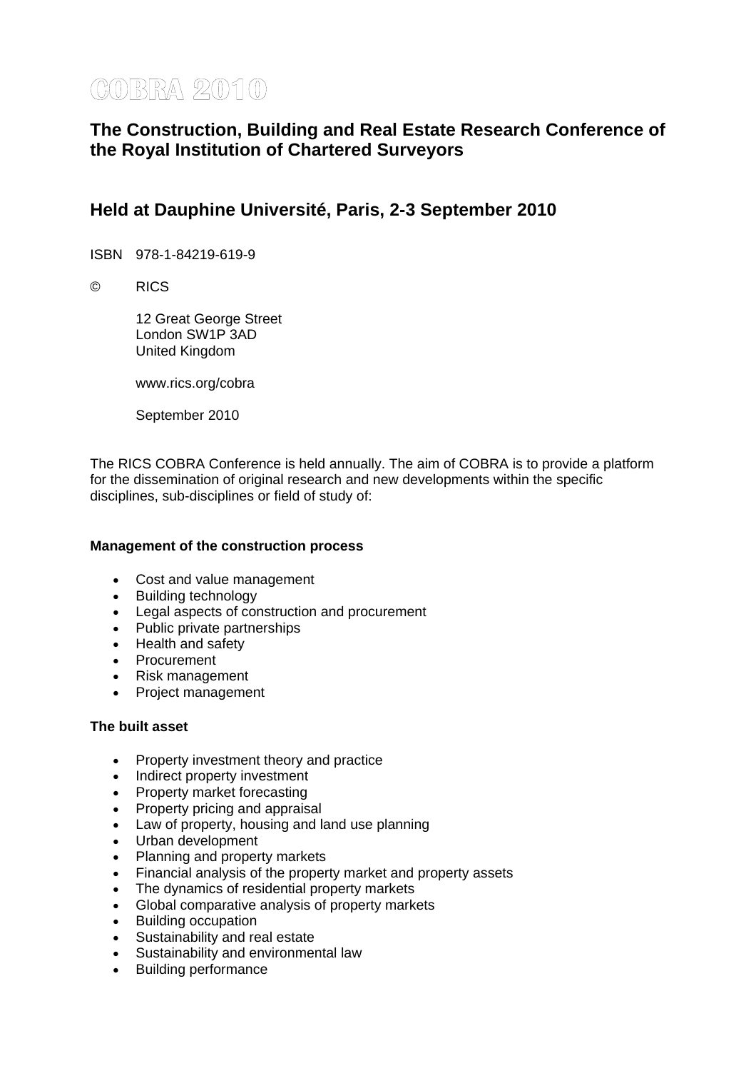# COBRA 2010

## The Construction, Building and Real Estate Research Conference of the Royal Institution of Chartered Surveyors

## Held at Dauphine Université, Paris, 2-3 September 2010

ISBN 978-1-84219-619-9

© RICS

12 Great George Street
London SW1P 3AD
United Kingdom

www.rics.org/cobra

September 2010

The RICS COBRA Conference is held annually. The aim of COBRA is to provide a platform for the dissemination of original research and new developments within the specific disciplines, sub-disciplines or field of study of:

**Management of the construction process**

- Cost and value management
- Building technology
- Legal aspects of construction and procurement
- Public private partnerships
- Health and safety
- Procurement
- Risk management
- Project management

**The built asset**

- Property investment theory and practice
- Indirect property investment
- Property market forecasting
- Property pricing and appraisal
- Law of property, housing and land use planning
- Urban development
- Planning and property markets
- Financial analysis of the property market and property assets
- The dynamics of residential property markets
- Global comparative analysis of property markets
- Building occupation
- Sustainability and real estate
- Sustainability and environmental law
- Building performance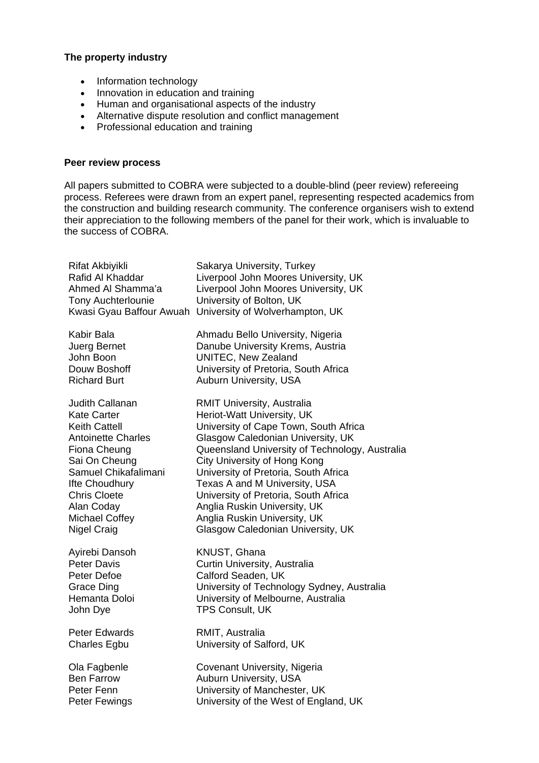**The property industry**

- Information technology
- Innovation in education and training
- Human and organisational aspects of the industry
- Alternative dispute resolution and conflict management
- Professional education and training

**Peer review process**

All papers submitted to COBRA were subjected to a double-blind (peer review) refereeing process. Referees were drawn from an expert panel, representing respected academics from the construction and building research community. The conference organisers wish to extend their appreciation to the following members of the panel for their work, which is invaluable to the success of COBRA.

| | |
|---|---|
| Rifat Akbiyikli | Sakarya University, Turkey |
| Rafid Al Khaddar | Liverpool John Moores University, UK |
| Ahmed Al Shamma'a | Liverpool John Moores University, UK |
| Tony Auchterlounie | University of Bolton, UK |
| Kwasi Gyau Baffour Awuah | University of Wolverhampton, UK |
| | |
| Kabir Bala | Ahmadu Bello University, Nigeria |
| Juerg Bernet | Danube University Krems, Austria |
| John Boon | UNITEC, New Zealand |
| Douw Boshoff | University of Pretoria, South Africa |
| Richard Burt | Auburn University, USA |
| | |
| Judith Callanan | RMIT University, Australia |
| Kate Carter | Heriot-Watt University, UK |
| Keith Cattell | University of Cape Town, South Africa |
| Antoinette Charles | Glasgow Caledonian University, UK |
| Fiona Cheung | Queensland University of Technology, Australia |
| Sai On Cheung | City University of Hong Kong |
| Samuel Chikafalimani | University of Pretoria, South Africa |
| Ifte Choudhury | Texas A and M University, USA |
| Chris Cloete | University of Pretoria, South Africa |
| Alan Coday | Anglia Ruskin University, UK |
| Michael Coffey | Anglia Ruskin University, UK |
| Nigel Craig | Glasgow Caledonian University, UK |
| | |
| Ayirebi Dansoh | KNUST, Ghana |
| Peter Davis | Curtin University, Australia |
| Peter Defoe | Calford Seaden, UK |
| Grace Ding | University of Technology Sydney, Australia |
| Hemanta Doloi | University of Melbourne, Australia |
| John Dye | TPS Consult, UK |
| | |
| Peter Edwards | RMIT, Australia |
| Charles Egbu | University of Salford, UK |
| | |
| Ola Fagbenle | Covenant University, Nigeria |
| Ben Farrow | Auburn University, USA |
| Peter Fenn | University of Manchester, UK |
| Peter Fewings | University of the West of England, UK |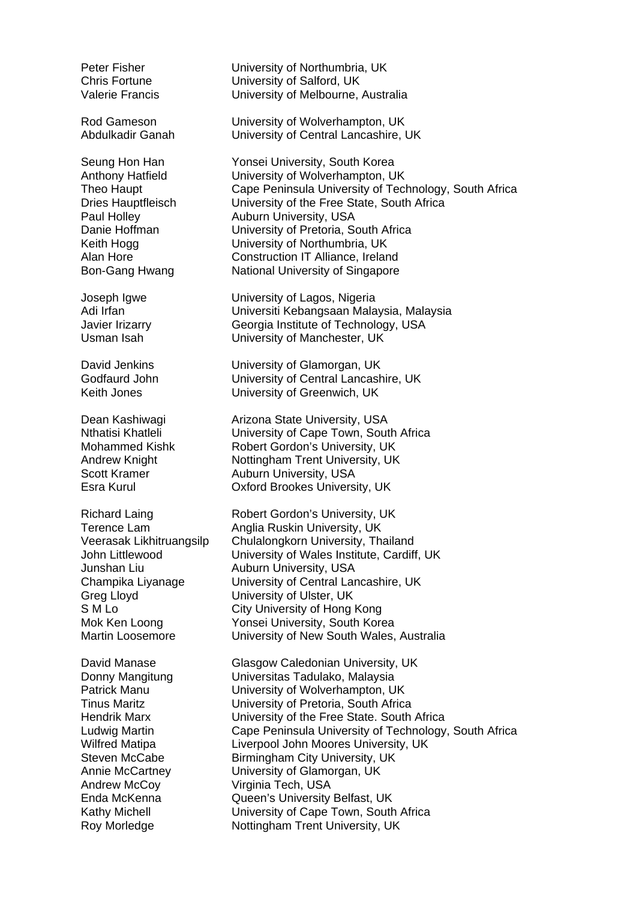| | |
|---|---|
| Peter Fisher | University of Northumbria, UK |
| Chris Fortune | University of Salford, UK |
| Valerie Francis | University of Melbourne, Australia |
| | |
| Rod Gameson | University of Wolverhampton, UK |
| Abdulkadir Ganah | University of Central Lancashire, UK |
| | |
| Seung Hon Han | Yonsei University, South Korea |
| Anthony Hatfield | University of Wolverhampton, UK |
| Theo Haupt | Cape Peninsula University of Technology, South Africa |
| Dries Hauptfleisch | University of the Free State, South Africa |
| Paul Holley | Auburn University, USA |
| Danie Hoffman | University of Pretoria, South Africa |
| Keith Hogg | University of Northumbria, UK |
| Alan Hore | Construction IT Alliance, Ireland |
| Bon-Gang Hwang | National University of Singapore |
| | |
| Joseph Igwe | University of Lagos, Nigeria |
| Adi Irfan | Universiti Kebangsaan Malaysia, Malaysia |
| Javier Irizarry | Georgia Institute of Technology, USA |
| Usman Isah | University of Manchester, UK |
| | |
| David Jenkins | University of Glamorgan, UK |
| Godfaurd John | University of Central Lancashire, UK |
| Keith Jones | University of Greenwich, UK |
| | |
| Dean Kashiwagi | Arizona State University, USA |
| Nthatisi Khatleli | University of Cape Town, South Africa |
| Mohammed Kishk | Robert Gordon's University, UK |
| Andrew Knight | Nottingham Trent University, UK |
| Scott Kramer | Auburn University, USA |
| Esra Kurul | Oxford Brookes University, UK |
| | |
| Richard Laing | Robert Gordon's University, UK |
| Terence Lam | Anglia Ruskin University, UK |
| Veerasak Likhitruangsilp | Chulalongkorn University, Thailand |
| John Littlewood | University of Wales Institute, Cardiff, UK |
| Junshan Liu | Auburn University, USA |
| Champika Liyanage | University of Central Lancashire, UK |
| Greg Lloyd | University of Ulster, UK |
| S M Lo | City University of Hong Kong |
| Mok Ken Loong | Yonsei University, South Korea |
| Martin Loosemore | University of New South Wales, Australia |
| | |
| David Manase | Glasgow Caledonian University, UK |
| Donny Mangitung | Universitas Tadulako, Malaysia |
| Patrick Manu | University of Wolverhampton, UK |
| Tinus Maritz | University of Pretoria, South Africa |
| Hendrik Marx | University of the Free State. South Africa |
| Ludwig Martin | Cape Peninsula University of Technology, South Africa |
| Wilfred Matipa | Liverpool John Moores University, UK |
| Steven McCabe | Birmingham City University, UK |
| Annie McCartney | University of Glamorgan, UK |
| Andrew McCoy | Virginia Tech, USA |
| Enda McKenna | Queen's University Belfast, UK |
| Kathy Michell | University of Cape Town, South Africa |
| Roy Morledge | Nottingham Trent University, UK |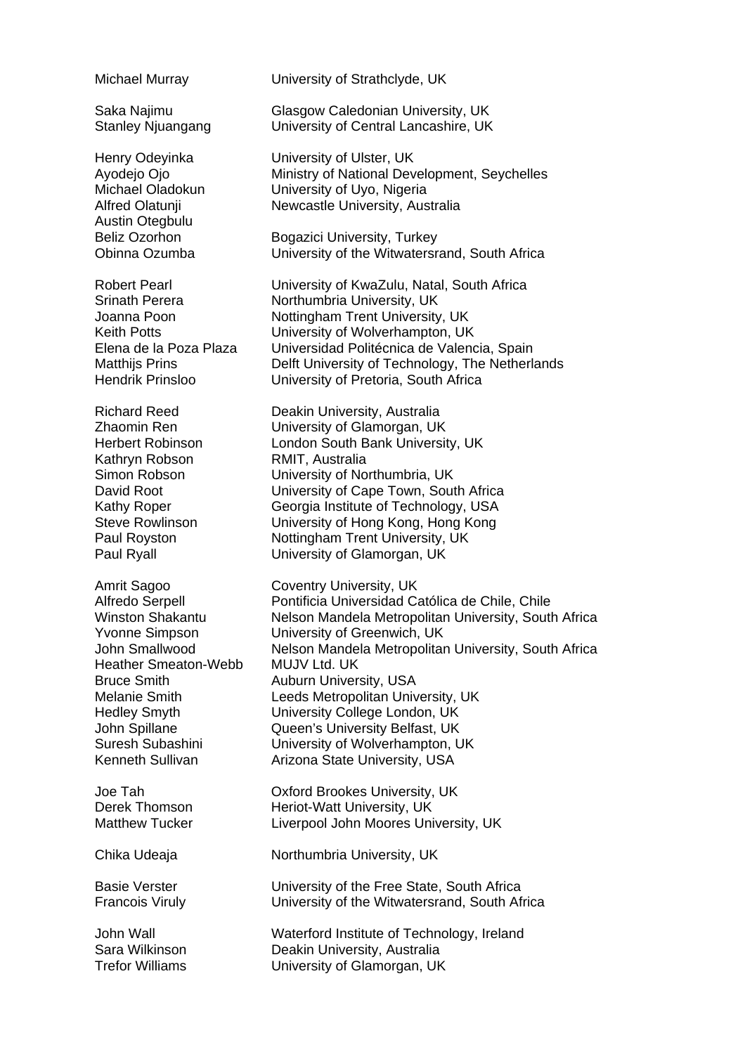| | |
|---|---|
| Michael Murray | University of Strathclyde, UK |
| | |
| Saka Najimu | Glasgow Caledonian University, UK |
| Stanley Njuangang | University of Central Lancashire, UK |
| | |
| Henry Odeyinka | University of Ulster, UK |
| Ayodejo Ojo | Ministry of National Development, Seychelles |
| Michael Oladokun | University of Uyo, Nigeria |
| Alfred Olatunji | Newcastle University, Australia |
| Austin Otegbulu | |
| Beliz Ozorhon | Bogazici University, Turkey |
| Obinna Ozumba | University of the Witwatersrand, South Africa |
| | |
| Robert Pearl | University of KwaZulu, Natal, South Africa |
| Srinath Perera | Northumbria University, UK |
| Joanna Poon | Nottingham Trent University, UK |
| Keith Potts | University of Wolverhampton, UK |
| Elena de la Poza Plaza | Universidad Politécnica de Valencia, Spain |
| Matthijs Prins | Delft University of Technology, The Netherlands |
| Hendrik Prinsloo | University of Pretoria, South Africa |
| | |
| Richard Reed | Deakin University, Australia |
| Zhaomin Ren | University of Glamorgan, UK |
| Herbert Robinson | London South Bank University, UK |
| Kathryn Robson | RMIT, Australia |
| Simon Robson | University of Northumbria, UK |
| David Root | University of Cape Town, South Africa |
| Kathy Roper | Georgia Institute of Technology, USA |
| Steve Rowlinson | University of Hong Kong, Hong Kong |
| Paul Royston | Nottingham Trent University, UK |
| Paul Ryall | University of Glamorgan, UK |
| | |
| Amrit Sagoo | Coventry University, UK |
| Alfredo Serpell | Pontificia Universidad Católica de Chile, Chile |
| Winston Shakantu | Nelson Mandela Metropolitan University, South Africa |
| Yvonne Simpson | University of Greenwich, UK |
| John Smallwood | Nelson Mandela Metropolitan University, South Africa |
| Heather Smeaton-Webb | MUJV Ltd. UK |
| Bruce Smith | Auburn University, USA |
| Melanie Smith | Leeds Metropolitan University, UK |
| Hedley Smyth | University College London, UK |
| John Spillane | Queen's University Belfast, UK |
| Suresh Subashini | University of Wolverhampton, UK |
| Kenneth Sullivan | Arizona State University, USA |
| | |
| Joe Tah | Oxford Brookes University, UK |
| Derek Thomson | Heriot-Watt University, UK |
| Matthew Tucker | Liverpool John Moores University, UK |
| | |
| Chika Udeaja | Northumbria University, UK |
| | |
| Basie Verster | University of the Free State, South Africa |
| Francois Viruly | University of the Witwatersrand, South Africa |
| | |
| John Wall | Waterford Institute of Technology, Ireland |
| Sara Wilkinson | Deakin University, Australia |
| Trefor Williams | University of Glamorgan, UK |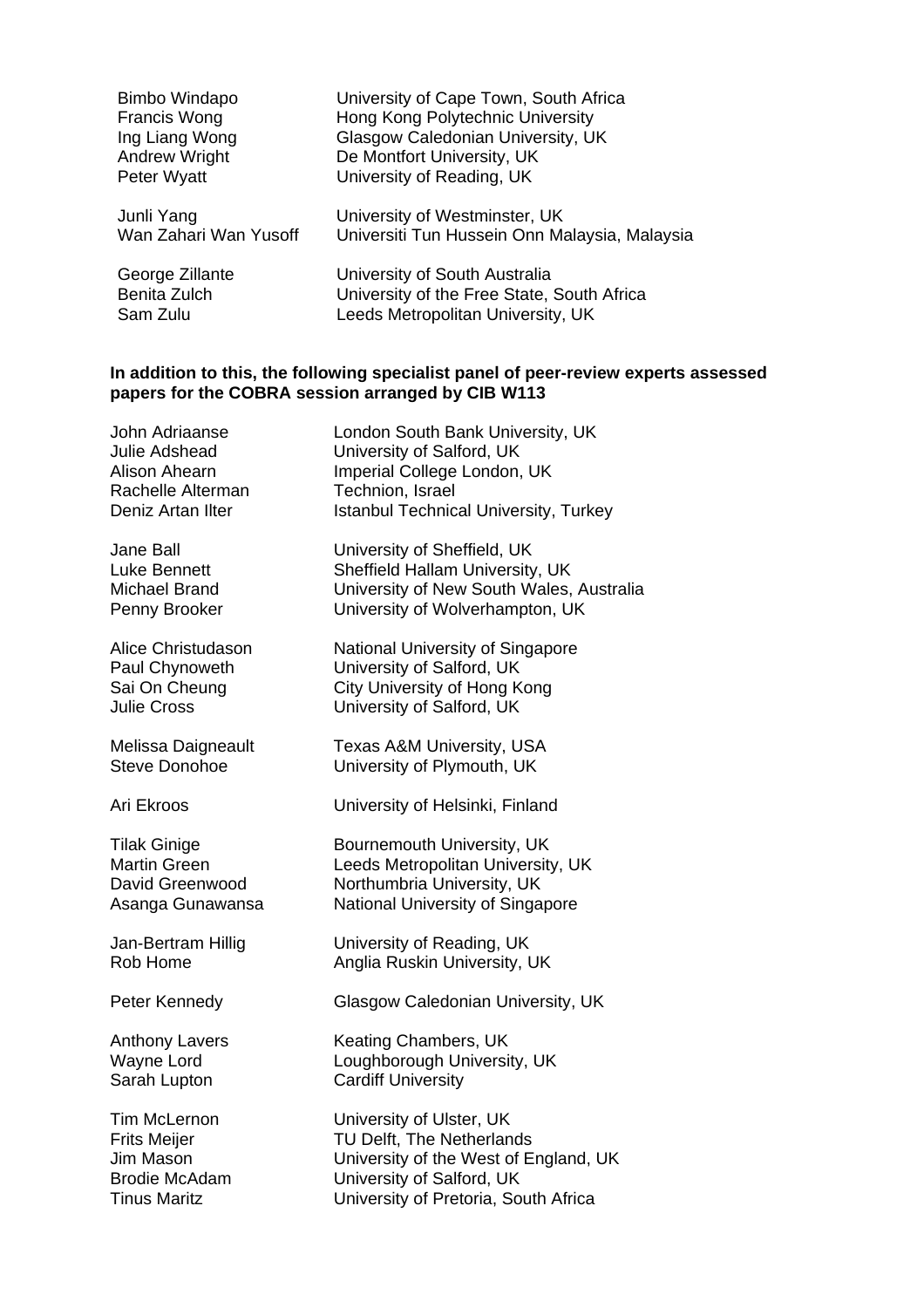| | |
|---|---|
| Bimbo Windapo | University of Cape Town, South Africa |
| Francis Wong | Hong Kong Polytechnic University |
| Ing Liang Wong | Glasgow Caledonian University, UK |
| Andrew Wright | De Montfort University, UK |
| Peter Wyatt | University of Reading, UK |
| Junli Yang | University of Westminster, UK |
| Wan Zahari Wan Yusoff | Universiti Tun Hussein Onn Malaysia, Malaysia |
| George Zillante | University of South Australia |
| Benita Zulch | University of the Free State, South Africa |
| Sam Zulu | Leeds Metropolitan University, UK |

**In addition to this, the following specialist panel of peer-review experts assessed papers for the COBRA session arranged by CIB W113**

| | |
|---|---|
| John Adriaanse | London South Bank University, UK |
| Julie Adshead | University of Salford, UK |
| Alison Ahearn | Imperial College London, UK |
| Rachelle Alterman | Technion, Israel |
| Deniz Artan Ilter | Istanbul Technical University, Turkey |
| Jane Ball | University of Sheffield, UK |
| Luke Bennett | Sheffield Hallam University, UK |
| Michael Brand | University of New South Wales, Australia |
| Penny Brooker | University of Wolverhampton, UK |
| Alice Christudason | National University of Singapore |
| Paul Chynoweth | University of Salford, UK |
| Sai On Cheung | City University of Hong Kong |
| Julie Cross | University of Salford, UK |
| Melissa Daigneault | Texas A&M University, USA |
| Steve Donohoe | University of Plymouth, UK |
| Ari Ekroos | University of Helsinki, Finland |
| Tilak Ginige | Bournemouth University, UK |
| Martin Green | Leeds Metropolitan University, UK |
| David Greenwood | Northumbria University, UK |
| Asanga Gunawansa | National University of Singapore |
| Jan-Bertram Hillig | University of Reading, UK |
| Rob Home | Anglia Ruskin University, UK |
| Peter Kennedy | Glasgow Caledonian University, UK |
| Anthony Lavers | Keating Chambers, UK |
| Wayne Lord | Loughborough University, UK |
| Sarah Lupton | Cardiff University |
| Tim McLernon | University of Ulster, UK |
| Frits Meijer | TU Delft, The Netherlands |
| Jim Mason | University of the West of England, UK |
| Brodie McAdam | University of Salford, UK |
| Tinus Maritz | University of Pretoria, South Africa |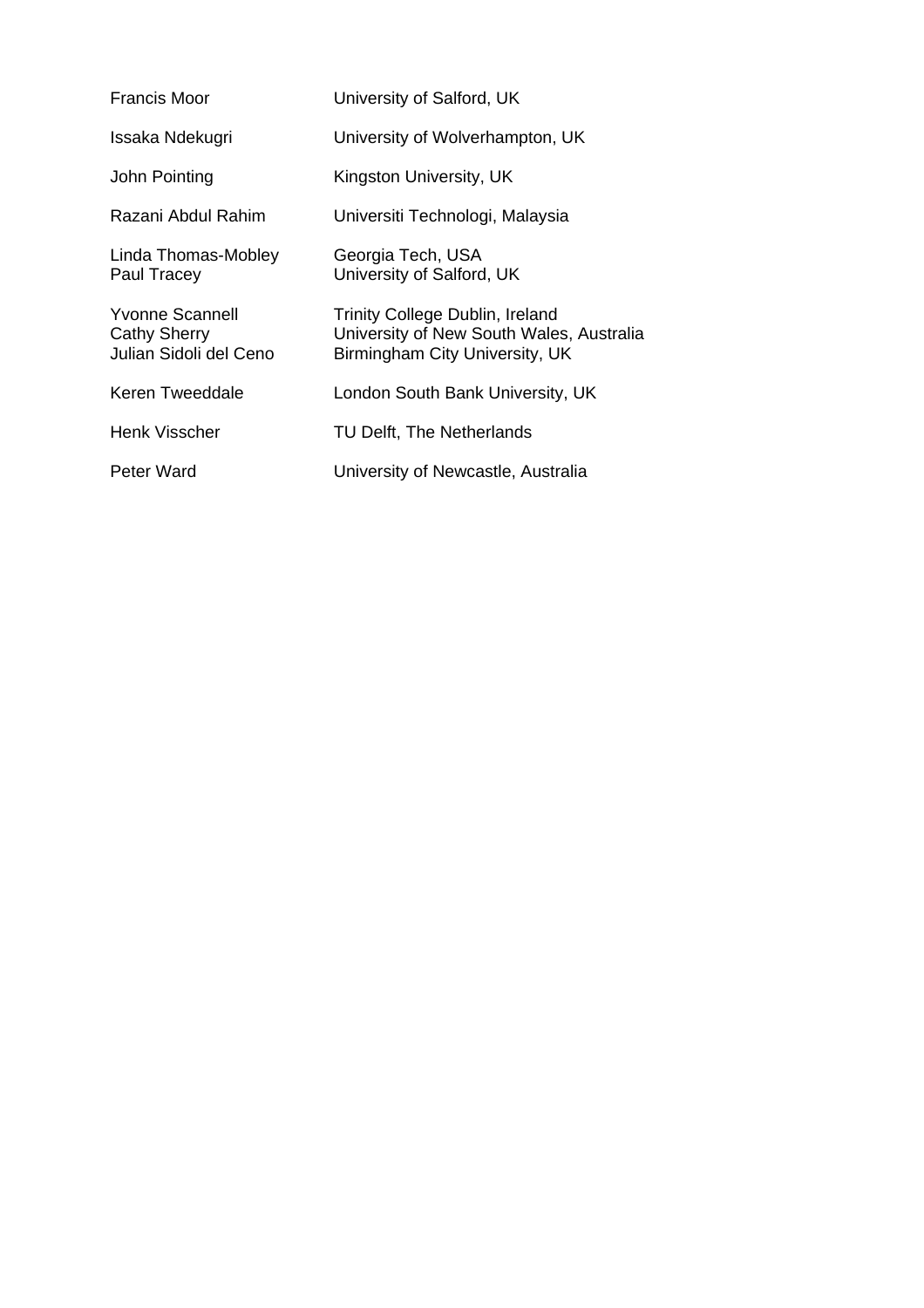| | |
|---|---|
| Francis Moor | University of Salford, UK |
| Issaka Ndekugri | University of Wolverhampton, UK |
| John Pointing | Kingston University, UK |
| Razani Abdul Rahim | Universiti Technologi, Malaysia |
| Linda Thomas-Mobley | Georgia Tech, USA |
| Paul Tracey | University of Salford, UK |
| Yvonne Scannell | Trinity College Dublin, Ireland |
| Cathy Sherry | University of New South Wales, Australia |
| Julian Sidoli del Ceno | Birmingham City University, UK |
| Keren Tweeddale | London South Bank University, UK |
| Henk Visscher | TU Delft, The Netherlands |
| Peter Ward | University of Newcastle, Australia |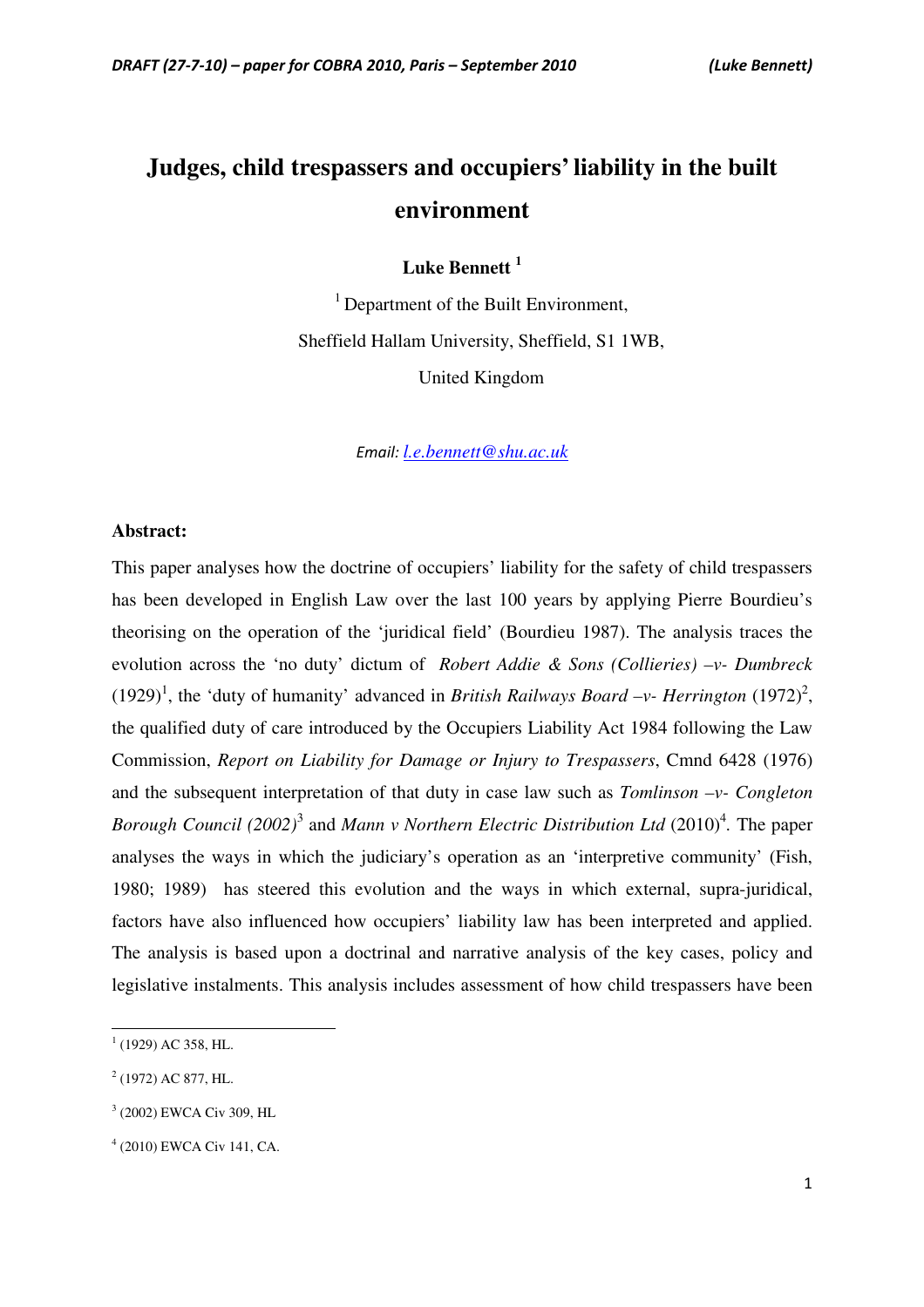# Judges, child trespassers and occupiers' liability in the built environment

**Luke Bennett** [1]

[1] Department of the Built Environment,
Sheffield Hallam University, Sheffield, S1 1WB,
United Kingdom

*Email: [l.e.bennett@shu.ac.uk](mailto:l.e.bennett@shu.ac.uk)*

**Abstract:**

This paper analyses how the doctrine of occupiers' liability for the safety of child trespassers has been developed in English Law over the last 100 years by applying Pierre Bourdieu's theorising on the operation of the 'juridical field' (Bourdieu 1987). The analysis traces the evolution across the 'no duty' dictum of *Robert Addie & Sons (Collieries) –v- Dumbreck* (1929)[1], the 'duty of humanity' advanced in *British Railways Board –v- Herrington* (1972)[2], the qualified duty of care introduced by the Occupiers Liability Act 1984 following the Law Commission, *Report on Liability for Damage or Injury to Trespassers*, Cmnd 6428 (1976) and the subsequent interpretation of that duty in case law such as *Tomlinson –v- Congleton Borough Council (2002)*[3] and *Mann v Northern Electric Distribution Ltd* (2010)[4]. The paper analyses the ways in which the judiciary's operation as an 'interpretive community' (Fish, 1980; 1989) has steered this evolution and the ways in which external, supra-juridical, factors have also influenced how occupiers' liability law has been interpreted and applied. The analysis is based upon a doctrinal and narrative analysis of the key cases, policy and legislative instalments. This analysis includes assessment of how child trespassers have been

---

[1] (1929) AC 358, HL.

[2] (1972) AC 877, HL.

[3] (2002) EWCA Civ 309, HL

[4] (2010) EWCA Civ 141, CA.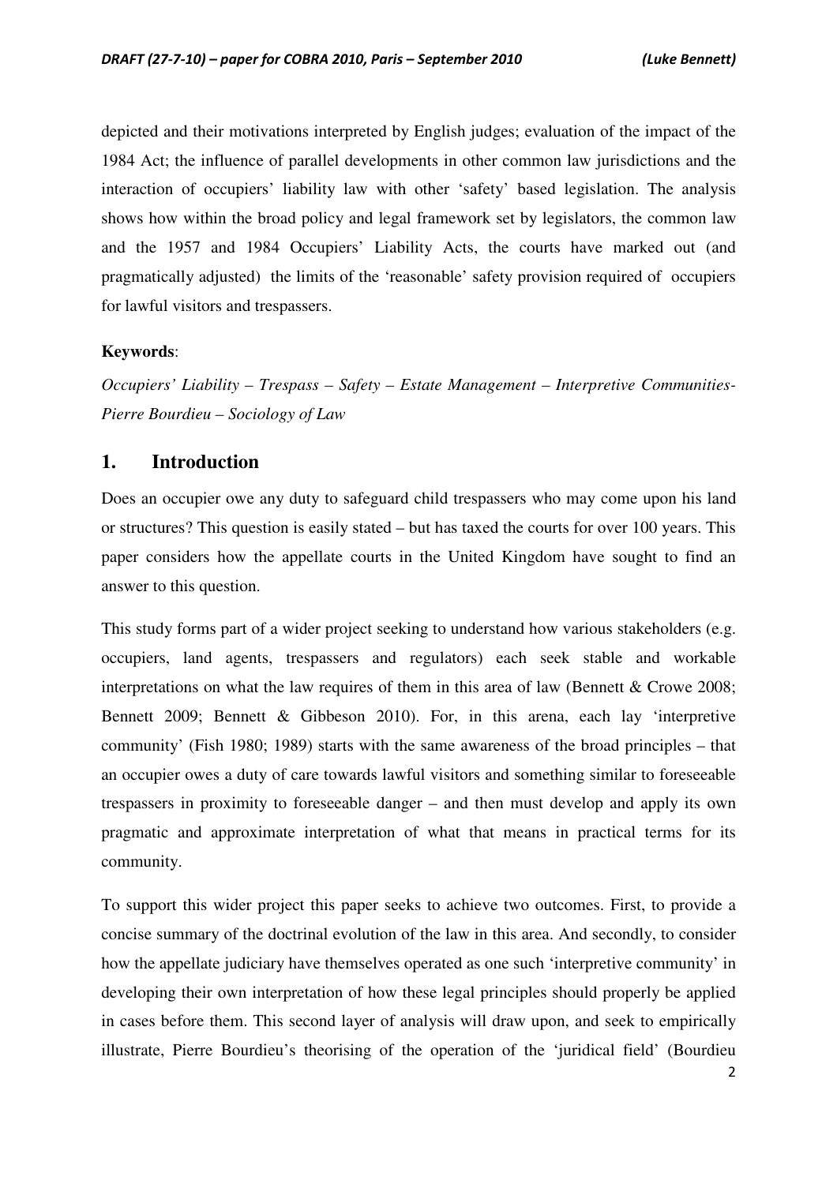depicted and their motivations interpreted by English judges; evaluation of the impact of the 1984 Act; the influence of parallel developments in other common law jurisdictions and the interaction of occupiers' liability law with other 'safety' based legislation. The analysis shows how within the broad policy and legal framework set by legislators, the common law and the 1957 and 1984 Occupiers' Liability Acts, the courts have marked out (and pragmatically adjusted) the limits of the 'reasonable' safety provision required of occupiers for lawful visitors and trespassers.

**Keywords**:

*Occupiers' Liability – Trespass – Safety – Estate Management – Interpretive Communities- Pierre Bourdieu – Sociology of Law*

## 1. Introduction

Does an occupier owe any duty to safeguard child trespassers who may come upon his land or structures? This question is easily stated – but has taxed the courts for over 100 years. This paper considers how the appellate courts in the United Kingdom have sought to find an answer to this question.

This study forms part of a wider project seeking to understand how various stakeholders (e.g. occupiers, land agents, trespassers and regulators) each seek stable and workable interpretations on what the law requires of them in this area of law (Bennett & Crowe 2008; Bennett 2009; Bennett & Gibbeson 2010). For, in this arena, each lay 'interpretive community' (Fish 1980; 1989) starts with the same awareness of the broad principles – that an occupier owes a duty of care towards lawful visitors and something similar to foreseeable trespassers in proximity to foreseeable danger – and then must develop and apply its own pragmatic and approximate interpretation of what that means in practical terms for its community.

To support this wider project this paper seeks to achieve two outcomes. First, to provide a concise summary of the doctrinal evolution of the law in this area. And secondly, to consider how the appellate judiciary have themselves operated as one such 'interpretive community' in developing their own interpretation of how these legal principles should properly be applied in cases before them. This second layer of analysis will draw upon, and seek to empirically illustrate, Pierre Bourdieu's theorising of the operation of the 'juridical field' (Bourdieu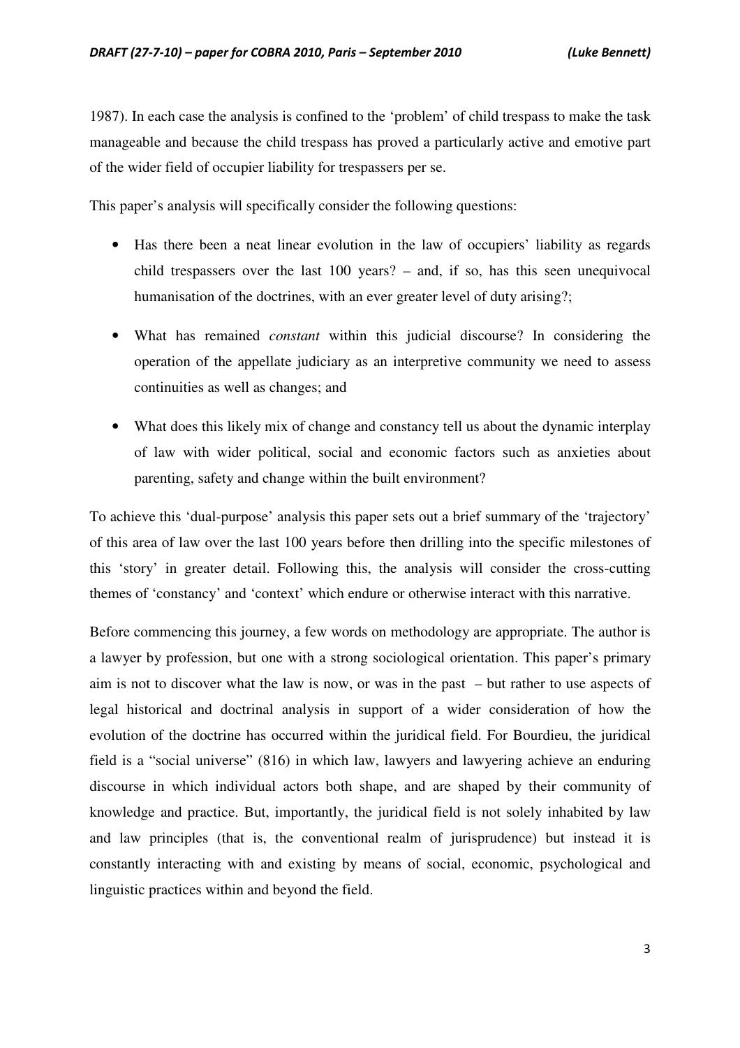1987). In each case the analysis is confined to the 'problem' of child trespass to make the task manageable and because the child trespass has proved a particularly active and emotive part of the wider field of occupier liability for trespassers per se.

This paper's analysis will specifically consider the following questions:

- Has there been a neat linear evolution in the law of occupiers' liability as regards child trespassers over the last 100 years? – and, if so, has this seen unequivocal humanisation of the doctrines, with an ever greater level of duty arising?;
- What has remained *constant* within this judicial discourse? In considering the operation of the appellate judiciary as an interpretive community we need to assess continuities as well as changes; and
- What does this likely mix of change and constancy tell us about the dynamic interplay of law with wider political, social and economic factors such as anxieties about parenting, safety and change within the built environment?

To achieve this 'dual-purpose' analysis this paper sets out a brief summary of the 'trajectory' of this area of law over the last 100 years before then drilling into the specific milestones of this 'story' in greater detail. Following this, the analysis will consider the cross-cutting themes of 'constancy' and 'context' which endure or otherwise interact with this narrative.

Before commencing this journey, a few words on methodology are appropriate. The author is a lawyer by profession, but one with a strong sociological orientation. This paper's primary aim is not to discover what the law is now, or was in the past – but rather to use aspects of legal historical and doctrinal analysis in support of a wider consideration of how the evolution of the doctrine has occurred within the juridical field. For Bourdieu, the juridical field is a "social universe" (816) in which law, lawyers and lawyering achieve an enduring discourse in which individual actors both shape, and are shaped by their community of knowledge and practice. But, importantly, the juridical field is not solely inhabited by law and law principles (that is, the conventional realm of jurisprudence) but instead it is constantly interacting with and existing by means of social, economic, psychological and linguistic practices within and beyond the field.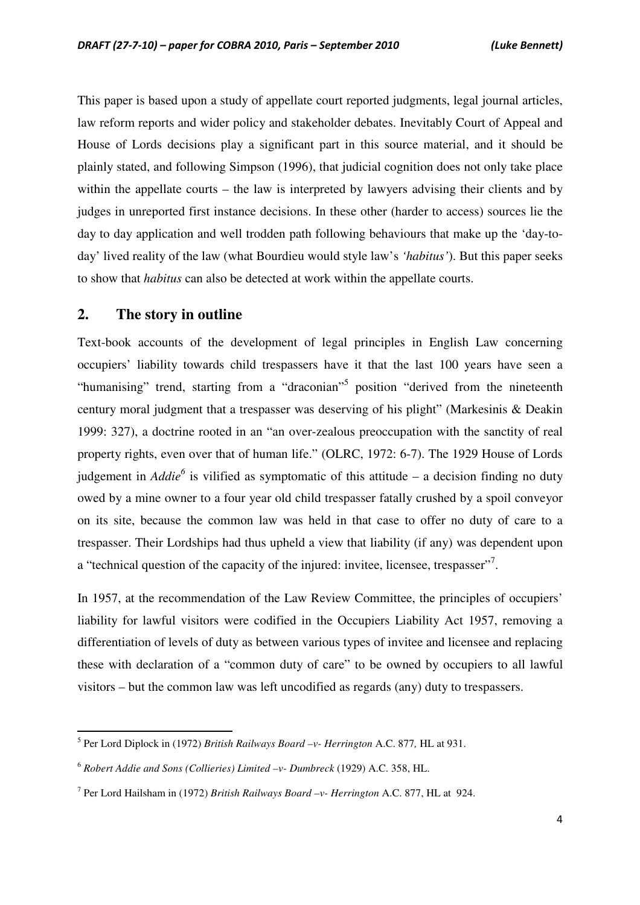This paper is based upon a study of appellate court reported judgments, legal journal articles, law reform reports and wider policy and stakeholder debates. Inevitably Court of Appeal and House of Lords decisions play a significant part in this source material, and it should be plainly stated, and following Simpson (1996), that judicial cognition does not only take place within the appellate courts – the law is interpreted by lawyers advising their clients and by judges in unreported first instance decisions. In these other (harder to access) sources lie the day to day application and well trodden path following behaviours that make up the 'day-to-day' lived reality of the law (what Bourdieu would style law's *'habitus'*). But this paper seeks to show that *habitus* can also be detected at work within the appellate courts.

## 2. The story in outline

Text-book accounts of the development of legal principles in English Law concerning occupiers' liability towards child trespassers have it that the last 100 years have seen a "humanising" trend, starting from a "draconian"[5] position "derived from the nineteenth century moral judgment that a trespasser was deserving of his plight" (Markesinis & Deakin 1999: 327), a doctrine rooted in an "an over-zealous preoccupation with the sanctity of real property rights, even over that of human life." (OLRC, 1972: 6-7). The 1929 House of Lords judgement in *Addie*[6] is vilified as symptomatic of this attitude – a decision finding no duty owed by a mine owner to a four year old child trespasser fatally crushed by a spoil conveyor on its site, because the common law was held in that case to offer no duty of care to a trespasser. Their Lordships had thus upheld a view that liability (if any) was dependent upon a "technical question of the capacity of the injured: invitee, licensee, trespasser"[7].

In 1957, at the recommendation of the Law Review Committee, the principles of occupiers' liability for lawful visitors were codified in the Occupiers Liability Act 1957, removing a differentiation of levels of duty as between various types of invitee and licensee and replacing these with declaration of a "common duty of care" to be owned by occupiers to all lawful visitors – but the common law was left uncodified as regards (any) duty to trespassers.

---

[5] Per Lord Diplock in (1972) *British Railways Board –v- Herrington* A.C. 877*,* HL at 931.

[6] *Robert Addie and Sons (Collieries) Limited –v- Dumbreck* (1929) A.C. 358, HL.

[7] Per Lord Hailsham in (1972) *British Railways Board –v- Herrington* A.C. 877, HL at 924.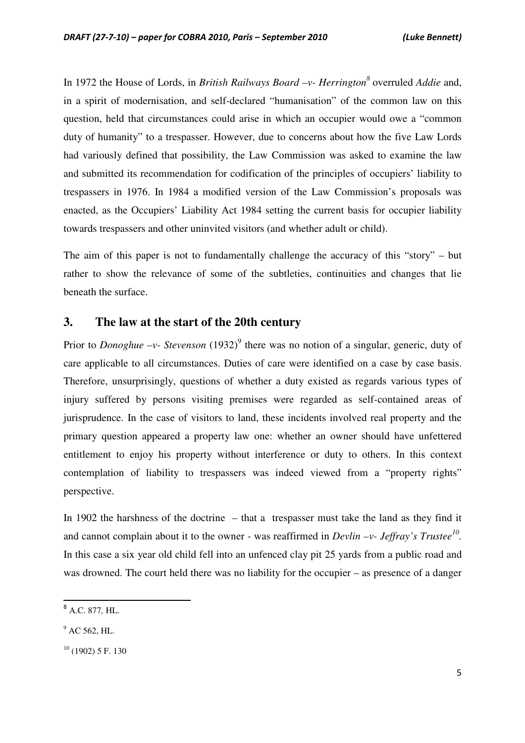In 1972 the House of Lords, in *British Railways Board –v- Herrington*[8] overruled *Addie* and, in a spirit of modernisation, and self-declared "humanisation" of the common law on this question, held that circumstances could arise in which an occupier would owe a "common duty of humanity" to a trespasser. However, due to concerns about how the five Law Lords had variously defined that possibility, the Law Commission was asked to examine the law and submitted its recommendation for codification of the principles of occupiers' liability to trespassers in 1976. In 1984 a modified version of the Law Commission's proposals was enacted, as the Occupiers' Liability Act 1984 setting the current basis for occupier liability towards trespassers and other uninvited visitors (and whether adult or child).

The aim of this paper is not to fundamentally challenge the accuracy of this "story" – but rather to show the relevance of some of the subtleties, continuities and changes that lie beneath the surface.

## 3. The law at the start of the 20th century

Prior to *Donoghue –v- Stevenson* (1932)[9] there was no notion of a singular, generic, duty of care applicable to all circumstances. Duties of care were identified on a case by case basis. Therefore, unsurprisingly, questions of whether a duty existed as regards various types of injury suffered by persons visiting premises were regarded as self-contained areas of jurisprudence. In the case of visitors to land, these incidents involved real property and the primary question appeared a property law one: whether an owner should have unfettered entitlement to enjoy his property without interference or duty to others. In this context contemplation of liability to trespassers was indeed viewed from a "property rights" perspective.

In 1902 the harshness of the doctrine – that a trespasser must take the land as they find it and cannot complain about it to the owner - was reaffirmed in *Devlin –v- Jeffray's Trustee*[10]. In this case a six year old child fell into an unfenced clay pit 25 yards from a public road and was drowned. The court held there was no liability for the occupier – as presence of a danger

---

[8] A.C. 877, HL.

[9] AC 562, HL.

[10] (1902) 5 F. 130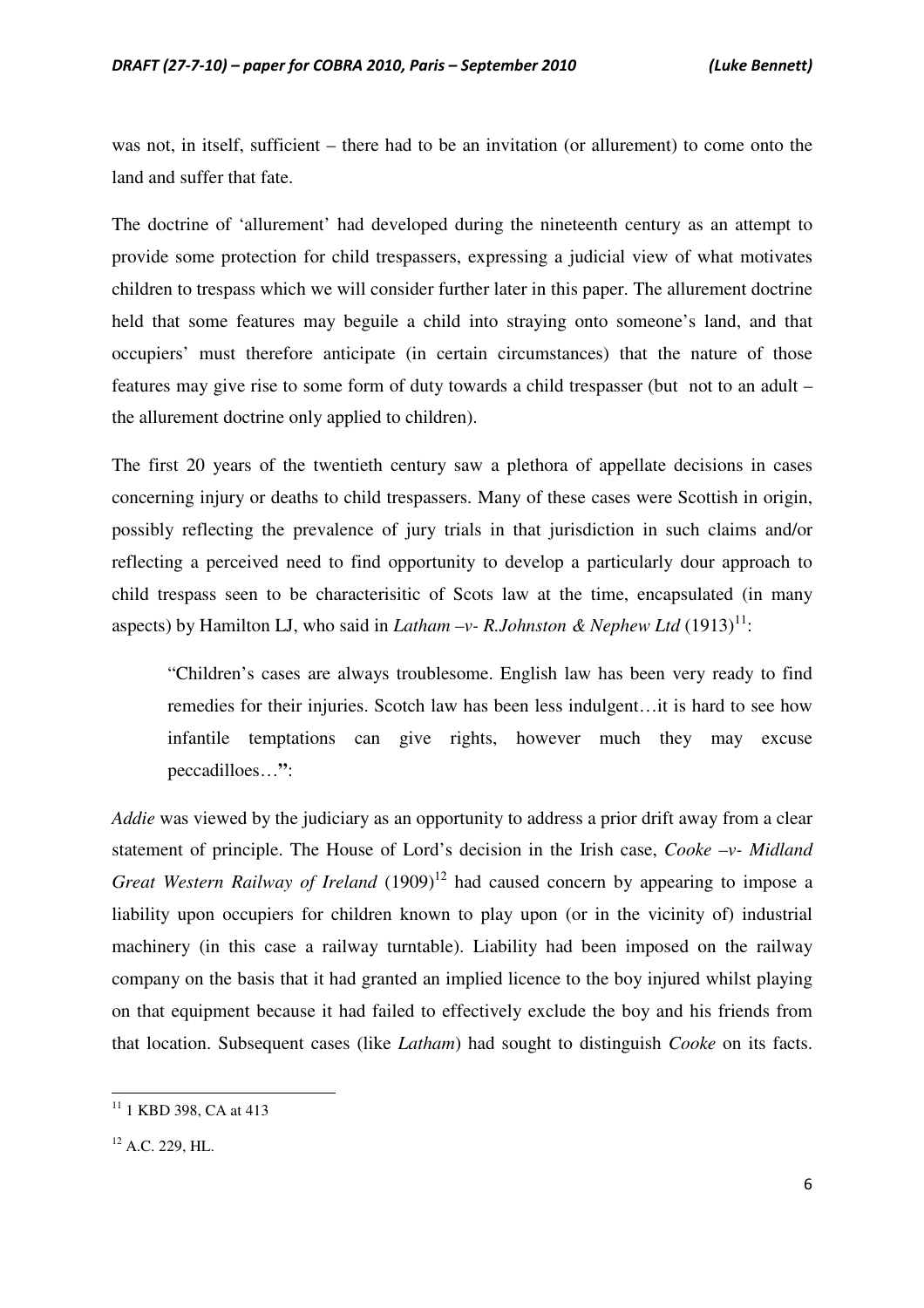was not, in itself, sufficient – there had to be an invitation (or allurement) to come onto the land and suffer that fate.

The doctrine of 'allurement' had developed during the nineteenth century as an attempt to provide some protection for child trespassers, expressing a judicial view of what motivates children to trespass which we will consider further later in this paper. The allurement doctrine held that some features may beguile a child into straying onto someone's land, and that occupiers' must therefore anticipate (in certain circumstances) that the nature of those features may give rise to some form of duty towards a child trespasser (but not to an adult – the allurement doctrine only applied to children).

The first 20 years of the twentieth century saw a plethora of appellate decisions in cases concerning injury or deaths to child trespassers. Many of these cases were Scottish in origin, possibly reflecting the prevalence of jury trials in that jurisdiction in such claims and/or reflecting a perceived need to find opportunity to develop a particularly dour approach to child trespass seen to be characterisitic of Scots law at the time, encapsulated (in many aspects) by Hamilton LJ, who said in *Latham –v- R.Johnston & Nephew Ltd* (1913)[11]:

> "Children's cases are always troublesome. English law has been very ready to find remedies for their injuries. Scotch law has been less indulgent…it is hard to see how infantile temptations can give rights, however much they may excuse peccadilloes…**"**:

*Addie* was viewed by the judiciary as an opportunity to address a prior drift away from a clear statement of principle. The House of Lord's decision in the Irish case, *Cooke –v- Midland Great Western Railway of Ireland* (1909)[12] had caused concern by appearing to impose a liability upon occupiers for children known to play upon (or in the vicinity of) industrial machinery (in this case a railway turntable). Liability had been imposed on the railway company on the basis that it had granted an implied licence to the boy injured whilst playing on that equipment because it had failed to effectively exclude the boy and his friends from that location. Subsequent cases (like *Latham*) had sought to distinguish *Cooke* on its facts.

---

[11] 1 KBD 398, CA at 413

[12] A.C. 229, HL.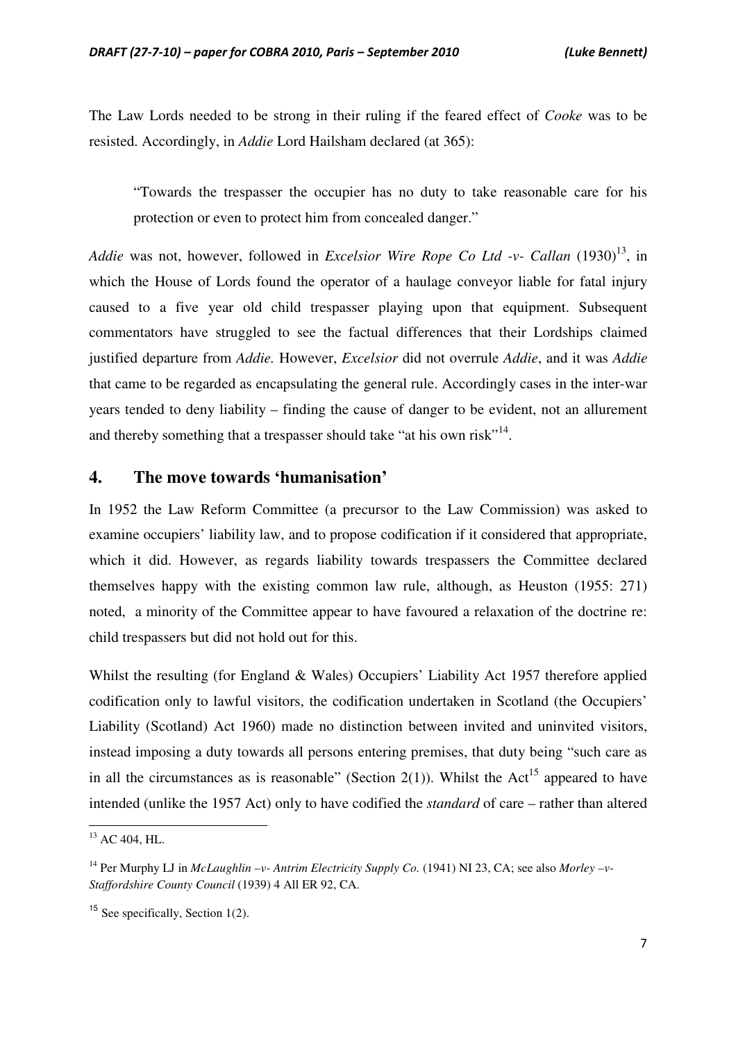The Law Lords needed to be strong in their ruling if the feared effect of *Cooke* was to be resisted. Accordingly, in *Addie* Lord Hailsham declared (at 365):

> "Towards the trespasser the occupier has no duty to take reasonable care for his protection or even to protect him from concealed danger."

*Addie* was not, however, followed in *Excelsior Wire Rope Co Ltd -v- Callan* (1930)[13], in which the House of Lords found the operator of a haulage conveyor liable for fatal injury caused to a five year old child trespasser playing upon that equipment. Subsequent commentators have struggled to see the factual differences that their Lordships claimed justified departure from *Addie.* However, *Excelsior* did not overrule *Addie*, and it was *Addie* that came to be regarded as encapsulating the general rule. Accordingly cases in the inter-war years tended to deny liability – finding the cause of danger to be evident, not an allurement and thereby something that a trespasser should take "at his own risk"[14].

## 4. The move towards 'humanisation'

In 1952 the Law Reform Committee (a precursor to the Law Commission) was asked to examine occupiers' liability law, and to propose codification if it considered that appropriate, which it did. However, as regards liability towards trespassers the Committee declared themselves happy with the existing common law rule, although, as Heuston (1955: 271) noted, a minority of the Committee appear to have favoured a relaxation of the doctrine re: child trespassers but did not hold out for this.

Whilst the resulting (for England & Wales) Occupiers' Liability Act 1957 therefore applied codification only to lawful visitors, the codification undertaken in Scotland (the Occupiers' Liability (Scotland) Act 1960) made no distinction between invited and uninvited visitors, instead imposing a duty towards all persons entering premises, that duty being "such care as in all the circumstances as is reasonable" (Section 2(1)). Whilst the Act[15] appeared to have intended (unlike the 1957 Act) only to have codified the *standard* of care – rather than altered

---

[13] AC 404, HL.

[14] Per Murphy LJ in *McLaughlin –v- Antrim Electricity Supply Co.* (1941) NI 23, CA; see also *Morley –v- Staffordshire County Council* (1939) 4 All ER 92, CA.

[15] See specifically, Section 1(2).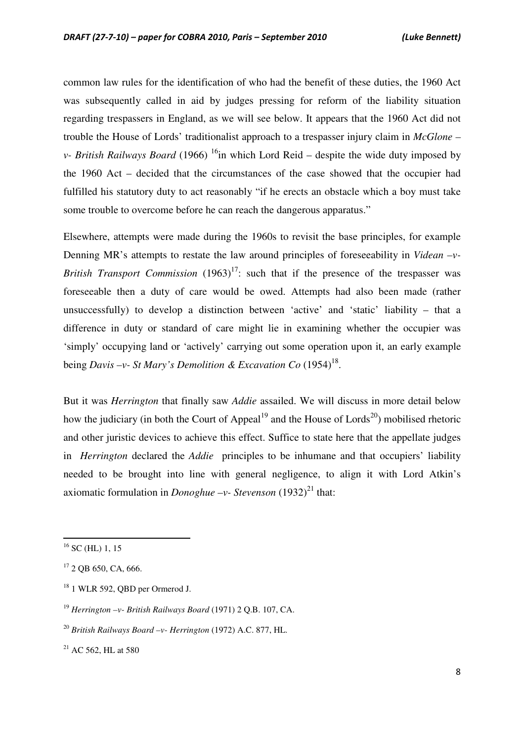common law rules for the identification of who had the benefit of these duties, the 1960 Act was subsequently called in aid by judges pressing for reform of the liability situation regarding trespassers in England, as we will see below. It appears that the 1960 Act did not trouble the House of Lords' traditionalist approach to a trespasser injury claim in *McGlone –v- British Railways Board* (1966) [16]in which Lord Reid – despite the wide duty imposed by the 1960 Act – decided that the circumstances of the case showed that the occupier had fulfilled his statutory duty to act reasonably "if he erects an obstacle which a boy must take some trouble to overcome before he can reach the dangerous apparatus."

Elsewhere, attempts were made during the 1960s to revisit the base principles, for example Denning MR's attempts to restate the law around principles of foreseeability in *Videan –v- British Transport Commission* (1963)[17]: such that if the presence of the trespasser was foreseeable then a duty of care would be owed. Attempts had also been made (rather unsuccessfully) to develop a distinction between 'active' and 'static' liability – that a difference in duty or standard of care might lie in examining whether the occupier was 'simply' occupying land or 'actively' carrying out some operation upon it, an early example being *Davis –v- St Mary's Demolition & Excavation Co* (1954)[18].

But it was *Herrington* that finally saw *Addie* assailed. We will discuss in more detail below how the judiciary (in both the Court of Appeal[19] and the House of Lords[20]) mobilised rhetoric and other juristic devices to achieve this effect. Suffice to state here that the appellate judges in *Herrington* declared the *Addie* principles to be inhumane and that occupiers' liability needed to be brought into line with general negligence, to align it with Lord Atkin's axiomatic formulation in *Donoghue –v- Stevenson* (1932)[21] that:

---

[16] SC (HL) 1, 15

[17] 2 QB 650, CA, 666.

[18] 1 WLR 592, QBD per Ormerod J.

[19] *Herrington –v- British Railways Board* (1971) 2 Q.B. 107, CA.

[20] *British Railways Board –v- Herrington* (1972) A.C. 877, HL.

[21] AC 562, HL at 580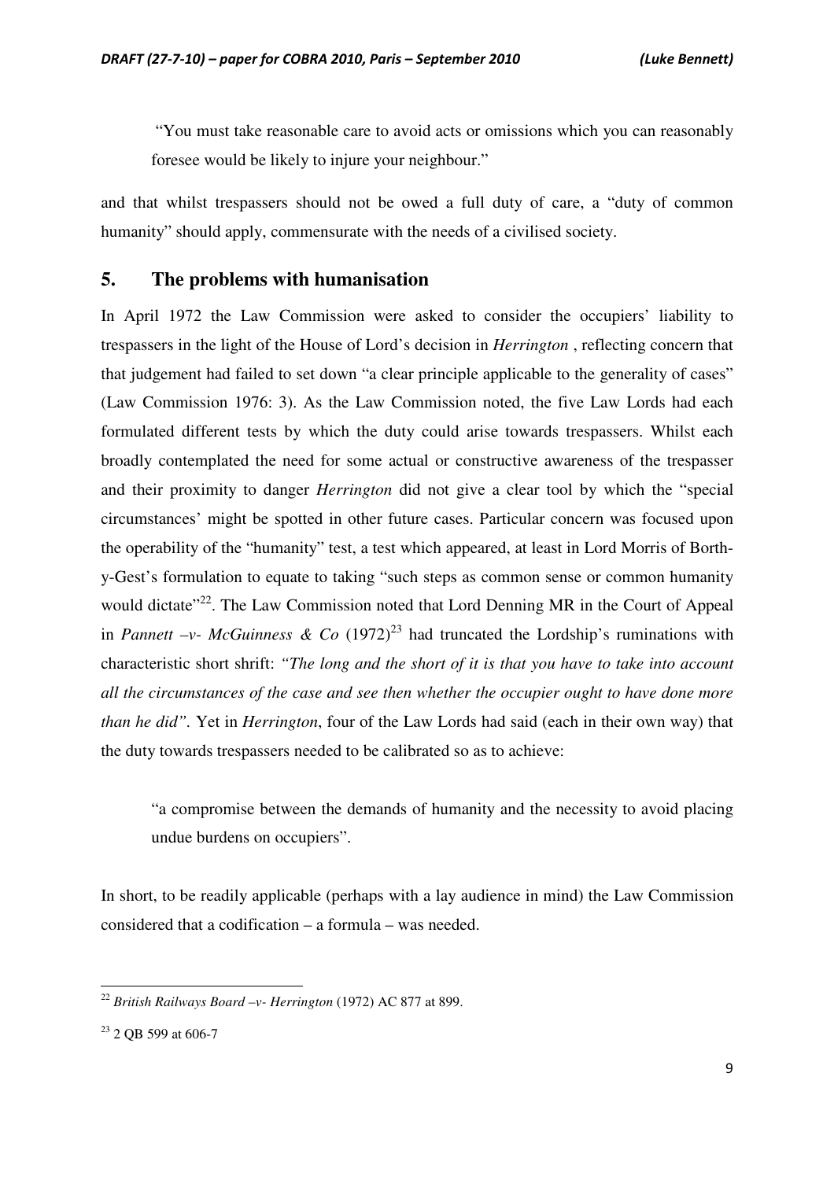> "You must take reasonable care to avoid acts or omissions which you can reasonably foresee would be likely to injure your neighbour."

and that whilst trespassers should not be owed a full duty of care, a "duty of common humanity" should apply, commensurate with the needs of a civilised society.

## 5. The problems with humanisation

In April 1972 the Law Commission were asked to consider the occupiers' liability to trespassers in the light of the House of Lord's decision in *Herrington* , reflecting concern that that judgement had failed to set down "a clear principle applicable to the generality of cases" (Law Commission 1976: 3). As the Law Commission noted, the five Law Lords had each formulated different tests by which the duty could arise towards trespassers. Whilst each broadly contemplated the need for some actual or constructive awareness of the trespasser and their proximity to danger *Herrington* did not give a clear tool by which the "special circumstances' might be spotted in other future cases. Particular concern was focused upon the operability of the "humanity" test, a test which appeared, at least in Lord Morris of Borth-y-Gest's formulation to equate to taking "such steps as common sense or common humanity would dictate"[22]. The Law Commission noted that Lord Denning MR in the Court of Appeal in *Pannett –v- McGuinness & Co* (1972)[23] had truncated the Lordship's ruminations with characteristic short shrift: *"The long and the short of it is that you have to take into account all the circumstances of the case and see then whether the occupier ought to have done more than he did".* Yet in *Herrington*, four of the Law Lords had said (each in their own way) that the duty towards trespassers needed to be calibrated so as to achieve:

> "a compromise between the demands of humanity and the necessity to avoid placing undue burdens on occupiers".

In short, to be readily applicable (perhaps with a lay audience in mind) the Law Commission considered that a codification – a formula – was needed.

---

[22] *British Railways Board –v- Herrington* (1972) AC 877 at 899.

[23] 2 QB 599 at 606-7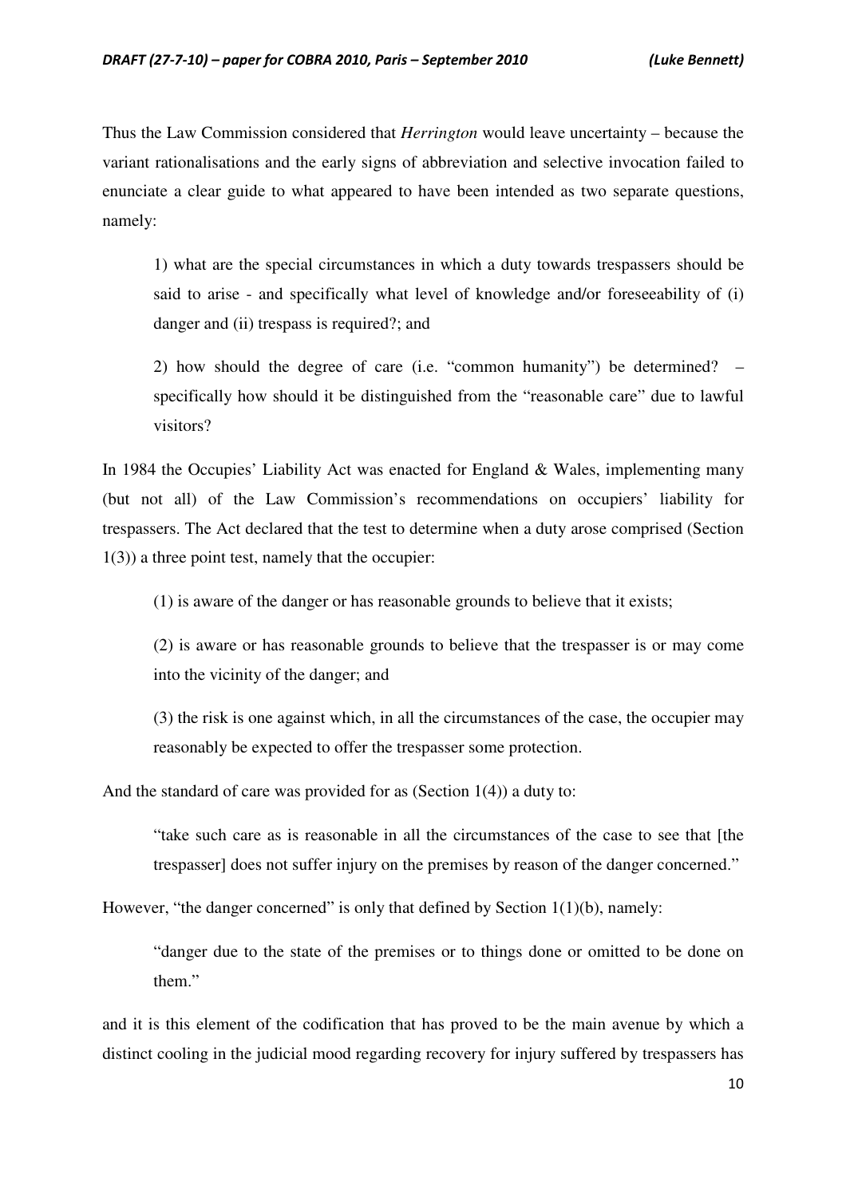Thus the Law Commission considered that *Herrington* would leave uncertainty – because the variant rationalisations and the early signs of abbreviation and selective invocation failed to enunciate a clear guide to what appeared to have been intended as two separate questions, namely:

> 1) what are the special circumstances in which a duty towards trespassers should be said to arise - and specifically what level of knowledge and/or foreseeability of (i) danger and (ii) trespass is required?; and
>
> 2) how should the degree of care (i.e. "common humanity") be determined? – specifically how should it be distinguished from the "reasonable care" due to lawful visitors?

In 1984 the Occupies' Liability Act was enacted for England & Wales, implementing many (but not all) of the Law Commission's recommendations on occupiers' liability for trespassers. The Act declared that the test to determine when a duty arose comprised (Section 1(3)) a three point test, namely that the occupier:

> (1) is aware of the danger or has reasonable grounds to believe that it exists;
>
> (2) is aware or has reasonable grounds to believe that the trespasser is or may come into the vicinity of the danger; and
>
> (3) the risk is one against which, in all the circumstances of the case, the occupier may reasonably be expected to offer the trespasser some protection.

And the standard of care was provided for as (Section 1(4)) a duty to:

> "take such care as is reasonable in all the circumstances of the case to see that [the trespasser] does not suffer injury on the premises by reason of the danger concerned."

However, "the danger concerned" is only that defined by Section 1(1)(b), namely:

> "danger due to the state of the premises or to things done or omitted to be done on them."

and it is this element of the codification that has proved to be the main avenue by which a distinct cooling in the judicial mood regarding recovery for injury suffered by trespassers has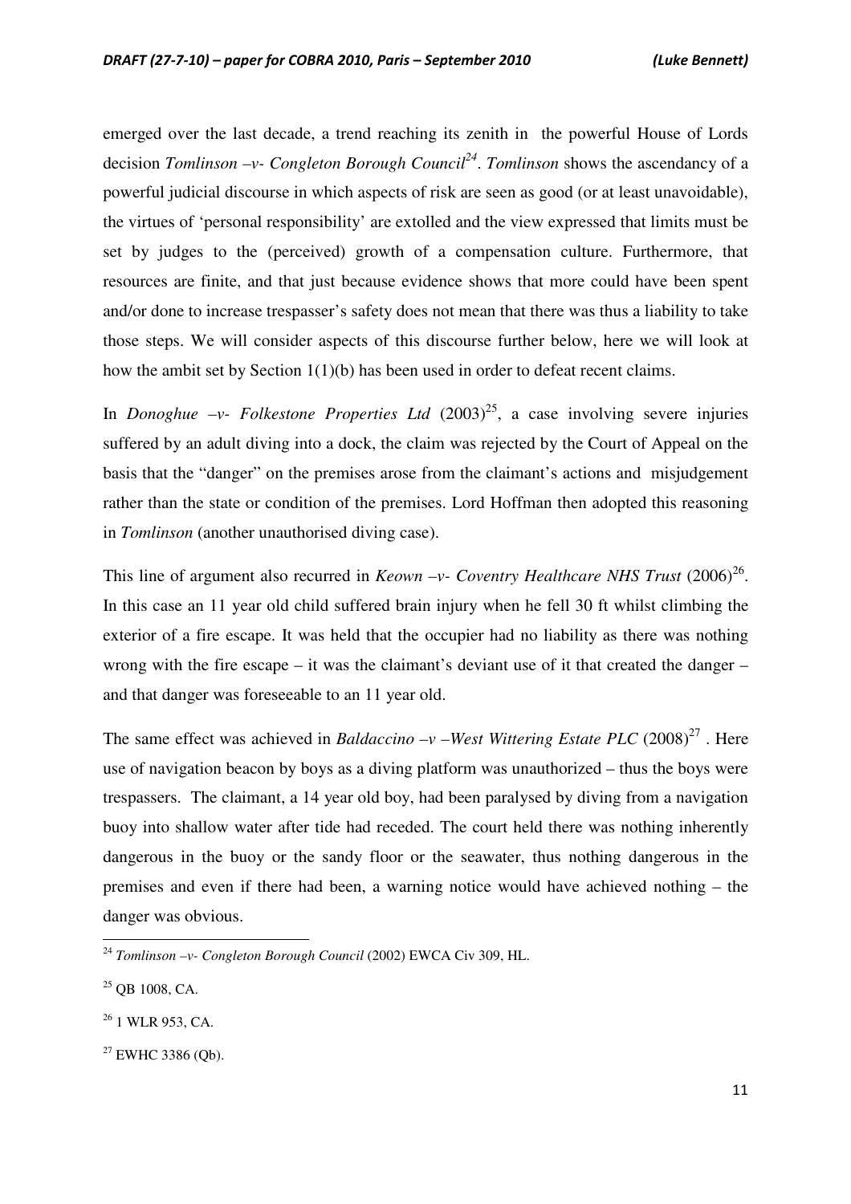emerged over the last decade, a trend reaching its zenith in the powerful House of Lords decision *Tomlinson –v- Congleton Borough Council*[24]. *Tomlinson* shows the ascendancy of a powerful judicial discourse in which aspects of risk are seen as good (or at least unavoidable), the virtues of 'personal responsibility' are extolled and the view expressed that limits must be set by judges to the (perceived) growth of a compensation culture. Furthermore, that resources are finite, and that just because evidence shows that more could have been spent and/or done to increase trespasser's safety does not mean that there was thus a liability to take those steps. We will consider aspects of this discourse further below, here we will look at how the ambit set by Section 1(1)(b) has been used in order to defeat recent claims.

In *Donoghue –v- Folkestone Properties Ltd* (2003)[25], a case involving severe injuries suffered by an adult diving into a dock, the claim was rejected by the Court of Appeal on the basis that the "danger" on the premises arose from the claimant's actions and misjudgement rather than the state or condition of the premises. Lord Hoffman then adopted this reasoning in *Tomlinson* (another unauthorised diving case).

This line of argument also recurred in *Keown –v- Coventry Healthcare NHS Trust* (2006)[26]. In this case an 11 year old child suffered brain injury when he fell 30 ft whilst climbing the exterior of a fire escape. It was held that the occupier had no liability as there was nothing wrong with the fire escape – it was the claimant's deviant use of it that created the danger – and that danger was foreseeable to an 11 year old.

The same effect was achieved in *Baldaccino –v –West Wittering Estate PLC* (2008)[27] . Here use of navigation beacon by boys as a diving platform was unauthorized – thus the boys were trespassers. The claimant, a 14 year old boy, had been paralysed by diving from a navigation buoy into shallow water after tide had receded. The court held there was nothing inherently dangerous in the buoy or the sandy floor or the seawater, thus nothing dangerous in the premises and even if there had been, a warning notice would have achieved nothing – the danger was obvious.

---

[24] *Tomlinson –v- Congleton Borough Council* (2002) EWCA Civ 309, HL.

[25] QB 1008, CA.

[26] 1 WLR 953, CA.

[27] EWHC 3386 (Qb).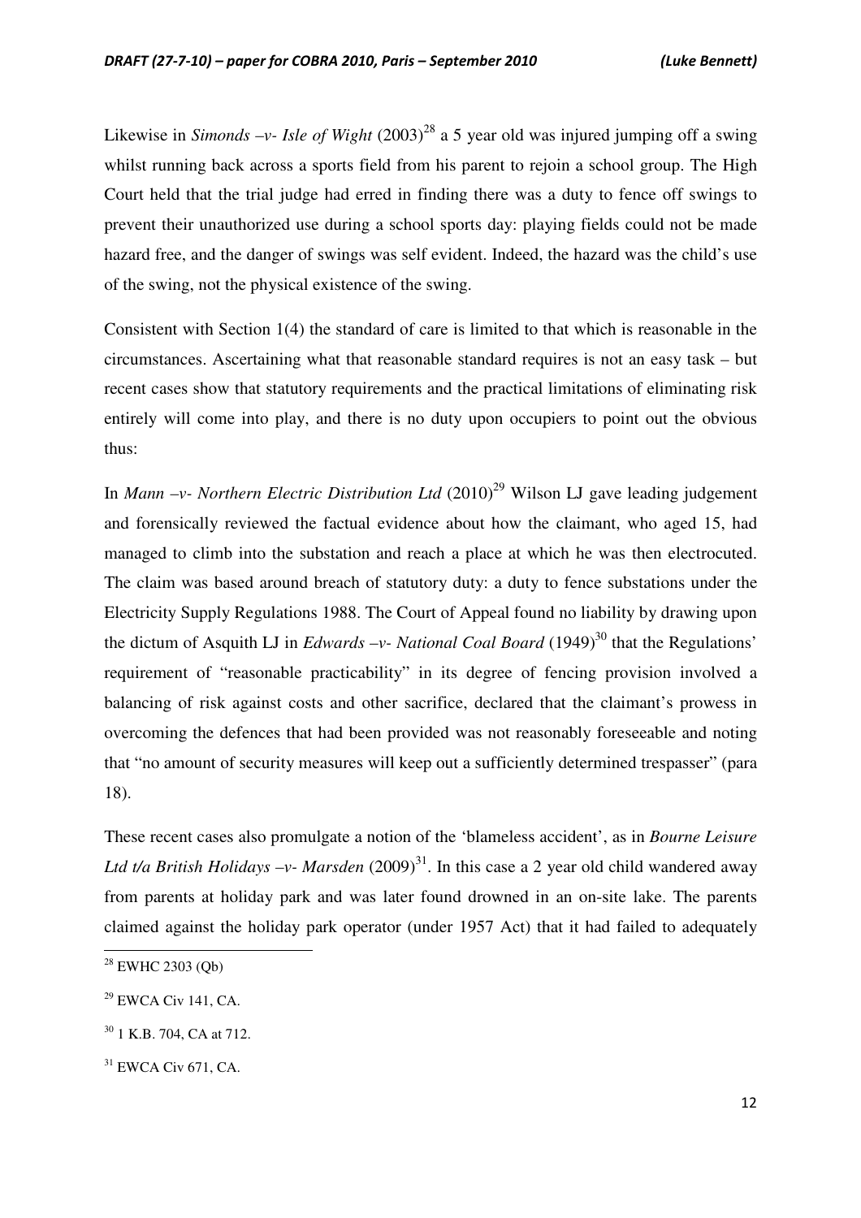Likewise in *Simonds –v- Isle of Wight* (2003)[28] a 5 year old was injured jumping off a swing whilst running back across a sports field from his parent to rejoin a school group. The High Court held that the trial judge had erred in finding there was a duty to fence off swings to prevent their unauthorized use during a school sports day: playing fields could not be made hazard free, and the danger of swings was self evident. Indeed, the hazard was the child's use of the swing, not the physical existence of the swing.

Consistent with Section 1(4) the standard of care is limited to that which is reasonable in the circumstances. Ascertaining what that reasonable standard requires is not an easy task – but recent cases show that statutory requirements and the practical limitations of eliminating risk entirely will come into play, and there is no duty upon occupiers to point out the obvious thus:

In *Mann –v- Northern Electric Distribution Ltd* (2010)[29] Wilson LJ gave leading judgement and forensically reviewed the factual evidence about how the claimant, who aged 15, had managed to climb into the substation and reach a place at which he was then electrocuted. The claim was based around breach of statutory duty: a duty to fence substations under the Electricity Supply Regulations 1988. The Court of Appeal found no liability by drawing upon the dictum of Asquith LJ in *Edwards –v- National Coal Board* (1949)[30] that the Regulations' requirement of "reasonable practicability" in its degree of fencing provision involved a balancing of risk against costs and other sacrifice, declared that the claimant's prowess in overcoming the defences that had been provided was not reasonably foreseeable and noting that "no amount of security measures will keep out a sufficiently determined trespasser" (para 18).

These recent cases also promulgate a notion of the 'blameless accident', as in *Bourne Leisure Ltd t/a British Holidays –v- Marsden* (2009)[31]. In this case a 2 year old child wandered away from parents at holiday park and was later found drowned in an on-site lake. The parents claimed against the holiday park operator (under 1957 Act) that it had failed to adequately

---

[28] EWHC 2303 (Qb)

[29] EWCA Civ 141, CA.

[30] 1 K.B. 704, CA at 712.

[31] EWCA Civ 671, CA.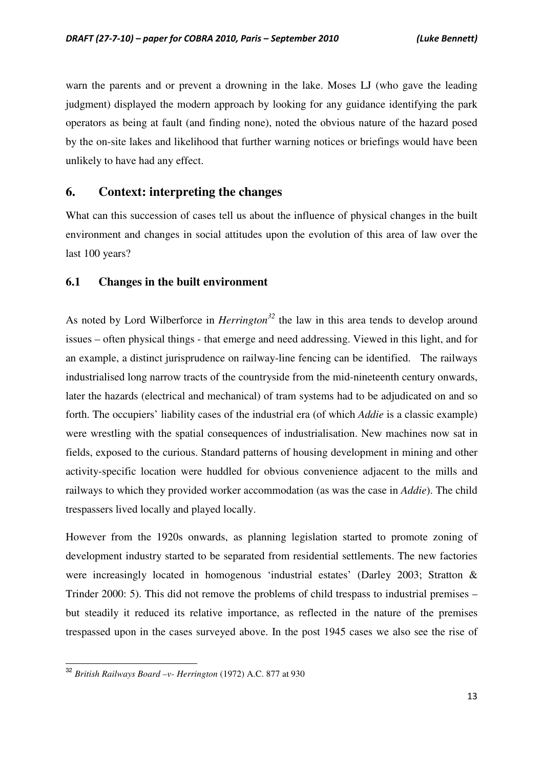warn the parents and or prevent a drowning in the lake. Moses LJ (who gave the leading judgment) displayed the modern approach by looking for any guidance identifying the park operators as being at fault (and finding none), noted the obvious nature of the hazard posed by the on-site lakes and likelihood that further warning notices or briefings would have been unlikely to have had any effect.

## 6. Context: interpreting the changes

What can this succession of cases tell us about the influence of physical changes in the built environment and changes in social attitudes upon the evolution of this area of law over the last 100 years?

### 6.1 Changes in the built environment

As noted by Lord Wilberforce in *Herrington*[32] the law in this area tends to develop around issues – often physical things - that emerge and need addressing. Viewed in this light, and for an example, a distinct jurisprudence on railway-line fencing can be identified. The railways industrialised long narrow tracts of the countryside from the mid-nineteenth century onwards, later the hazards (electrical and mechanical) of tram systems had to be adjudicated on and so forth. The occupiers' liability cases of the industrial era (of which *Addie* is a classic example) were wrestling with the spatial consequences of industrialisation. New machines now sat in fields, exposed to the curious. Standard patterns of housing development in mining and other activity-specific location were huddled for obvious convenience adjacent to the mills and railways to which they provided worker accommodation (as was the case in *Addie*). The child trespassers lived locally and played locally.

However from the 1920s onwards, as planning legislation started to promote zoning of development industry started to be separated from residential settlements. The new factories were increasingly located in homogenous 'industrial estates' (Darley 2003; Stratton & Trinder 2000: 5). This did not remove the problems of child trespass to industrial premises – but steadily it reduced its relative importance, as reflected in the nature of the premises trespassed upon in the cases surveyed above. In the post 1945 cases we also see the rise of

---

[32] *British Railways Board –v- Herrington* (1972) A.C. 877 at 930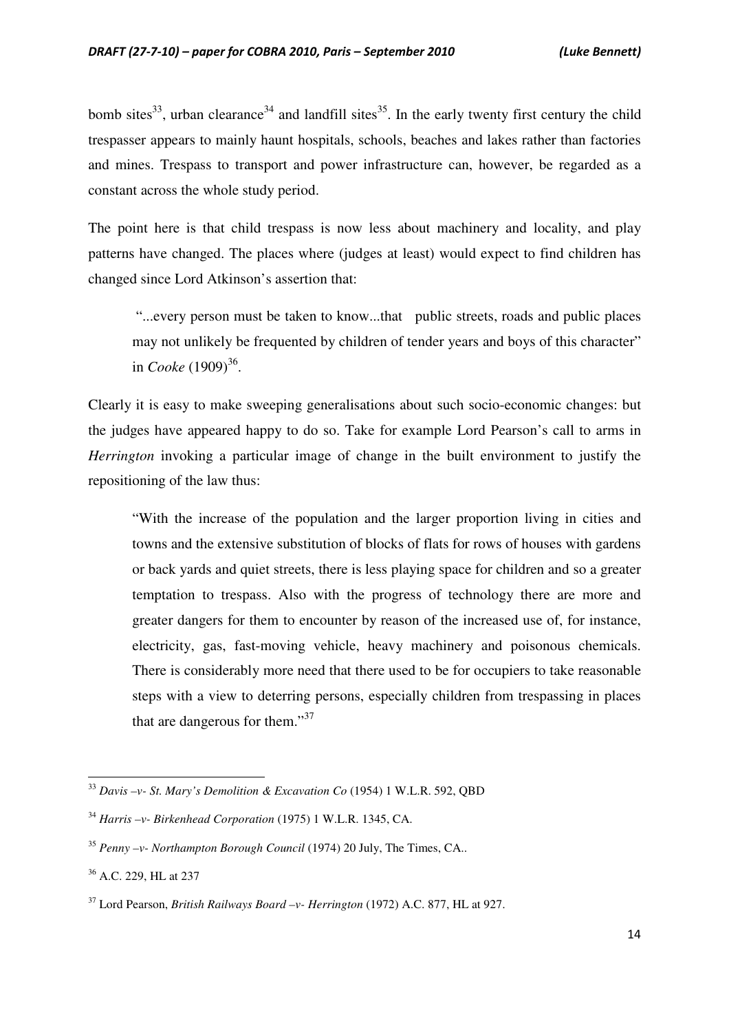bomb sites[33], urban clearance[34] and landfill sites[35]. In the early twenty first century the child trespasser appears to mainly haunt hospitals, schools, beaches and lakes rather than factories and mines. Trespass to transport and power infrastructure can, however, be regarded as a constant across the whole study period.

The point here is that child trespass is now less about machinery and locality, and play patterns have changed. The places where (judges at least) would expect to find children has changed since Lord Atkinson's assertion that:

> "...every person must be taken to know...that public streets, roads and public places may not unlikely be frequented by children of tender years and boys of this character" in *Cooke* (1909)[36].

Clearly it is easy to make sweeping generalisations about such socio-economic changes: but the judges have appeared happy to do so. Take for example Lord Pearson's call to arms in *Herrington* invoking a particular image of change in the built environment to justify the repositioning of the law thus:

> "With the increase of the population and the larger proportion living in cities and towns and the extensive substitution of blocks of flats for rows of houses with gardens or back yards and quiet streets, there is less playing space for children and so a greater temptation to trespass. Also with the progress of technology there are more and greater dangers for them to encounter by reason of the increased use of, for instance, electricity, gas, fast-moving vehicle, heavy machinery and poisonous chemicals. There is considerably more need that there used to be for occupiers to take reasonable steps with a view to deterring persons, especially children from trespassing in places that are dangerous for them."[37]

---

[33] *Davis –v- St. Mary's Demolition & Excavation Co* (1954) 1 W.L.R. 592, QBD

[34] *Harris –v- Birkenhead Corporation* (1975) 1 W.L.R. 1345, CA.

[35] *Penny –v- Northampton Borough Council* (1974) 20 July, The Times, CA..

[36] A.C. 229, HL at 237

[37] Lord Pearson, *British Railways Board –v- Herrington* (1972) A.C. 877, HL at 927.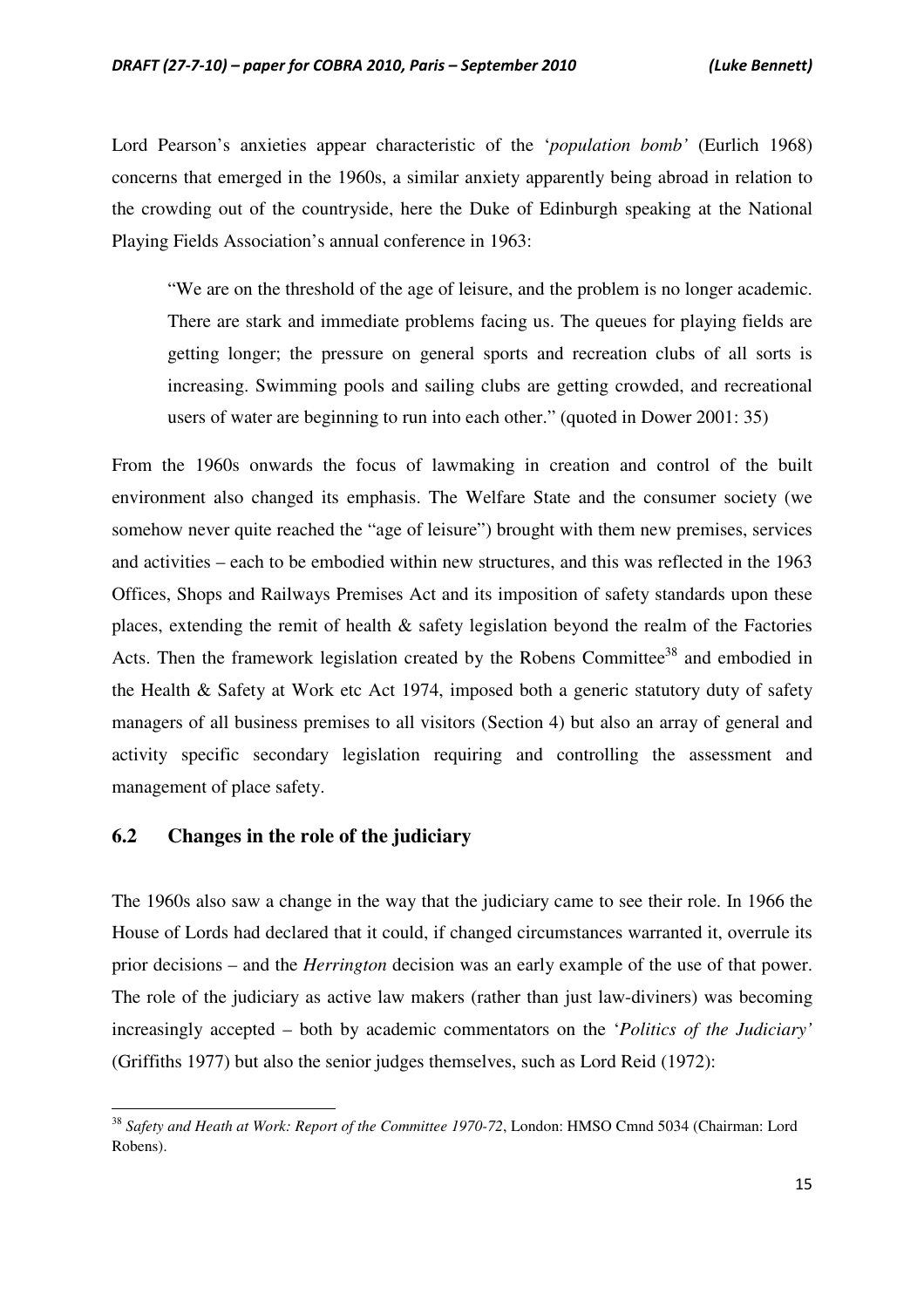Lord Pearson's anxieties appear characteristic of the '*population bomb'* (Eurlich 1968) concerns that emerged in the 1960s, a similar anxiety apparently being abroad in relation to the crowding out of the countryside, here the Duke of Edinburgh speaking at the National Playing Fields Association's annual conference in 1963:

> "We are on the threshold of the age of leisure, and the problem is no longer academic. There are stark and immediate problems facing us. The queues for playing fields are getting longer; the pressure on general sports and recreation clubs of all sorts is increasing. Swimming pools and sailing clubs are getting crowded, and recreational users of water are beginning to run into each other." (quoted in Dower 2001: 35)

From the 1960s onwards the focus of lawmaking in creation and control of the built environment also changed its emphasis. The Welfare State and the consumer society (we somehow never quite reached the "age of leisure") brought with them new premises, services and activities – each to be embodied within new structures, and this was reflected in the 1963 Offices, Shops and Railways Premises Act and its imposition of safety standards upon these places, extending the remit of health & safety legislation beyond the realm of the Factories Acts. Then the framework legislation created by the Robens Committee[38] and embodied in the Health & Safety at Work etc Act 1974, imposed both a generic statutory duty of safety managers of all business premises to all visitors (Section 4) but also an array of general and activity specific secondary legislation requiring and controlling the assessment and management of place safety.

## 6.2 Changes in the role of the judiciary

The 1960s also saw a change in the way that the judiciary came to see their role. In 1966 the House of Lords had declared that it could, if changed circumstances warranted it, overrule its prior decisions – and the *Herrington* decision was an early example of the use of that power. The role of the judiciary as active law makers (rather than just law-diviners) was becoming increasingly accepted – both by academic commentators on the '*Politics of the Judiciary'* (Griffiths 1977) but also the senior judges themselves, such as Lord Reid (1972):

[38] *Safety and Heath at Work: Report of the Committee 1970-72*, London: HMSO Cmnd 5034 (Chairman: Lord Robens).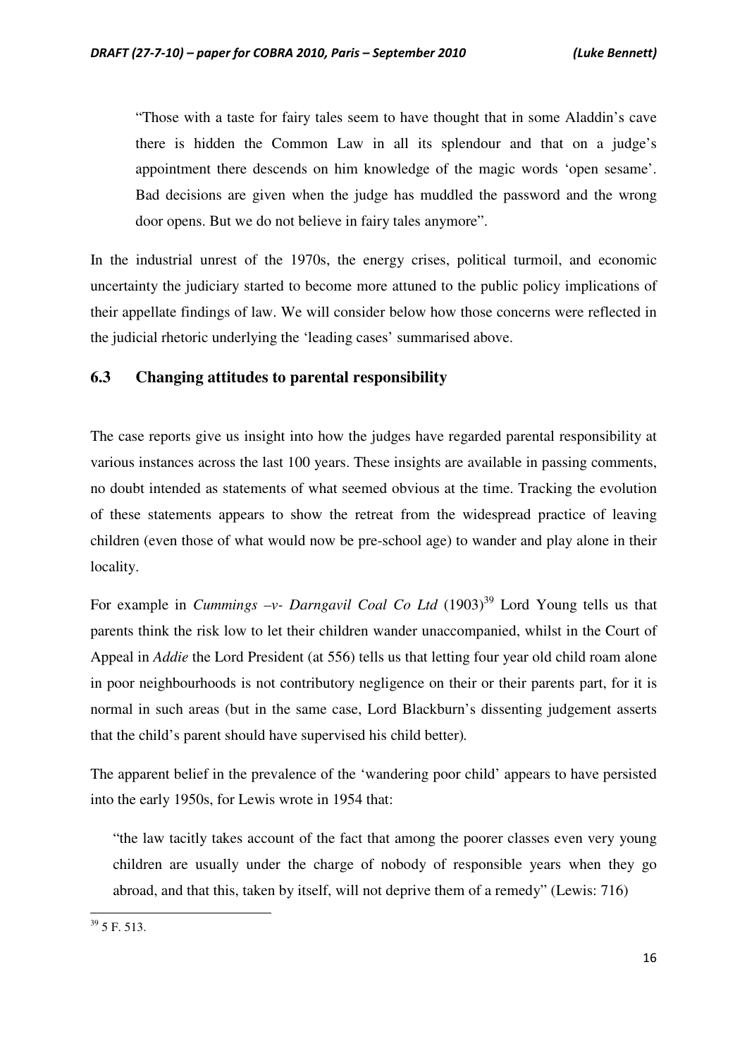> "Those with a taste for fairy tales seem to have thought that in some Aladdin's cave there is hidden the Common Law in all its splendour and that on a judge's appointment there descends on him knowledge of the magic words 'open sesame'. Bad decisions are given when the judge has muddled the password and the wrong door opens. But we do not believe in fairy tales anymore".

In the industrial unrest of the 1970s, the energy crises, political turmoil, and economic uncertainty the judiciary started to become more attuned to the public policy implications of their appellate findings of law. We will consider below how those concerns were reflected in the judicial rhetoric underlying the 'leading cases' summarised above.

## 6.3 Changing attitudes to parental responsibility

The case reports give us insight into how the judges have regarded parental responsibility at various instances across the last 100 years. These insights are available in passing comments, no doubt intended as statements of what seemed obvious at the time. Tracking the evolution of these statements appears to show the retreat from the widespread practice of leaving children (even those of what would now be pre-school age) to wander and play alone in their locality.

For example in *Cummings –v- Darngavil Coal Co Ltd* (1903)[39] Lord Young tells us that parents think the risk low to let their children wander unaccompanied, whilst in the Court of Appeal in *Addie* the Lord President (at 556) tells us that letting four year old child roam alone in poor neighbourhoods is not contributory negligence on their or their parents part, for it is normal in such areas (but in the same case, Lord Blackburn's dissenting judgement asserts that the child's parent should have supervised his child better).

The apparent belief in the prevalence of the 'wandering poor child' appears to have persisted into the early 1950s, for Lewis wrote in 1954 that:

> "the law tacitly takes account of the fact that among the poorer classes even very young children are usually under the charge of nobody of responsible years when they go abroad, and that this, taken by itself, will not deprive them of a remedy" (Lewis: 716)

[39] 5 F. 513.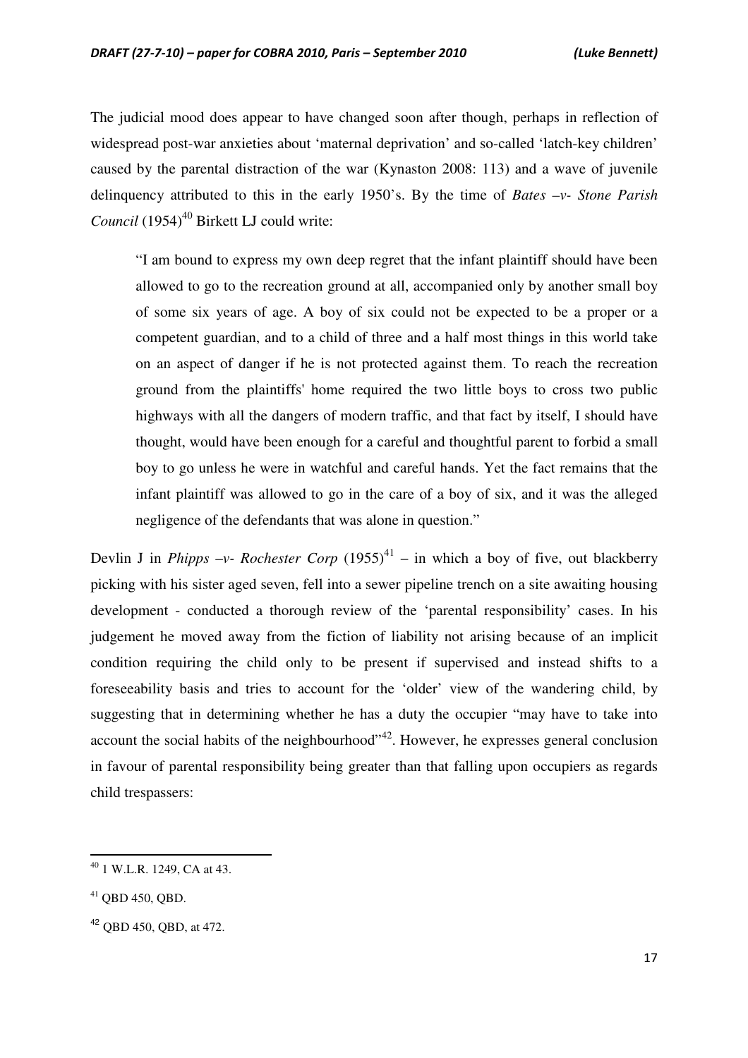The judicial mood does appear to have changed soon after though, perhaps in reflection of widespread post-war anxieties about 'maternal deprivation' and so-called 'latch-key children' caused by the parental distraction of the war (Kynaston 2008: 113) and a wave of juvenile delinquency attributed to this in the early 1950's. By the time of *Bates –v- Stone Parish Council* (1954)[40] Birkett LJ could write:

> "I am bound to express my own deep regret that the infant plaintiff should have been allowed to go to the recreation ground at all, accompanied only by another small boy of some six years of age. A boy of six could not be expected to be a proper or a competent guardian, and to a child of three and a half most things in this world take on an aspect of danger if he is not protected against them. To reach the recreation ground from the plaintiffs' home required the two little boys to cross two public highways with all the dangers of modern traffic, and that fact by itself, I should have thought, would have been enough for a careful and thoughtful parent to forbid a small boy to go unless he were in watchful and careful hands. Yet the fact remains that the infant plaintiff was allowed to go in the care of a boy of six, and it was the alleged negligence of the defendants that was alone in question."

Devlin J in *Phipps –v- Rochester Corp* (1955)[41] – in which a boy of five, out blackberry picking with his sister aged seven, fell into a sewer pipeline trench on a site awaiting housing development - conducted a thorough review of the 'parental responsibility' cases. In his judgement he moved away from the fiction of liability not arising because of an implicit condition requiring the child only to be present if supervised and instead shifts to a foreseeability basis and tries to account for the 'older' view of the wandering child, by suggesting that in determining whether he has a duty the occupier "may have to take into account the social habits of the neighbourhood"[42]. However, he expresses general conclusion in favour of parental responsibility being greater than that falling upon occupiers as regards child trespassers:

---

[40] 1 W.L.R. 1249, CA at 43.

[41] QBD 450, QBD.

[42] QBD 450, QBD, at 472.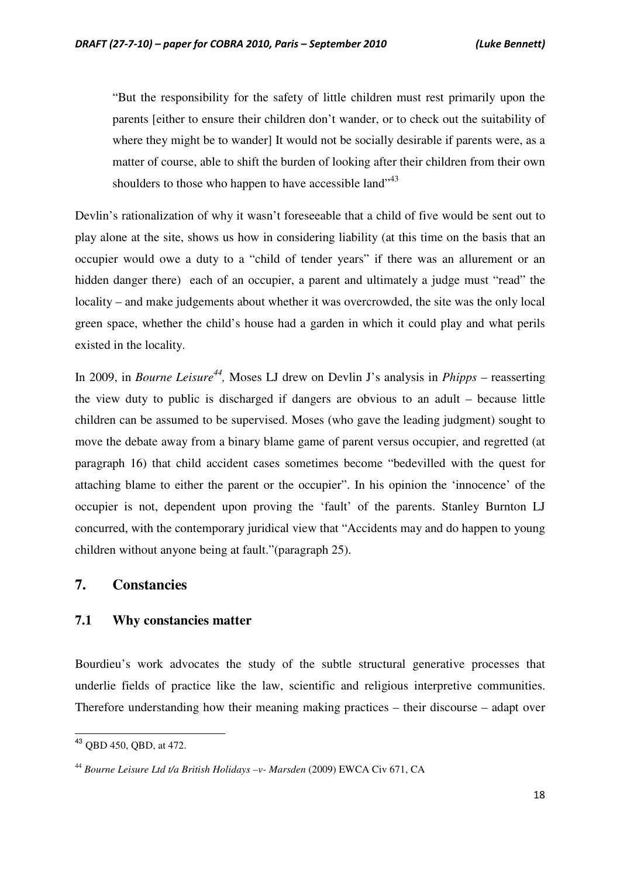> "But the responsibility for the safety of little children must rest primarily upon the parents [either to ensure their children don't wander, or to check out the suitability of where they might be to wander] It would not be socially desirable if parents were, as a matter of course, able to shift the burden of looking after their children from their own shoulders to those who happen to have accessible land"[43]

Devlin's rationalization of why it wasn't foreseeable that a child of five would be sent out to play alone at the site, shows us how in considering liability (at this time on the basis that an occupier would owe a duty to a "child of tender years" if there was an allurement or an hidden danger there) each of an occupier, a parent and ultimately a judge must "read" the locality – and make judgements about whether it was overcrowded, the site was the only local green space, whether the child's house had a garden in which it could play and what perils existed in the locality.

In 2009, in *Bourne Leisure*[44], Moses LJ drew on Devlin J's analysis in *Phipps* – reasserting the view duty to public is discharged if dangers are obvious to an adult – because little children can be assumed to be supervised. Moses (who gave the leading judgment) sought to move the debate away from a binary blame game of parent versus occupier, and regretted (at paragraph 16) that child accident cases sometimes become "bedevilled with the quest for attaching blame to either the parent or the occupier". In his opinion the 'innocence' of the occupier is not, dependent upon proving the 'fault' of the parents. Stanley Burnton LJ concurred, with the contemporary juridical view that "Accidents may and do happen to young children without anyone being at fault."(paragraph 25).

## 7. Constancies

### 7.1 Why constancies matter

Bourdieu's work advocates the study of the subtle structural generative processes that underlie fields of practice like the law, scientific and religious interpretive communities. Therefore understanding how their meaning making practices – their discourse – adapt over

---

[43] QBD 450, QBD, at 472.

[44] *Bourne Leisure Ltd t/a British Holidays –v- Marsden* (2009) EWCA Civ 671, CA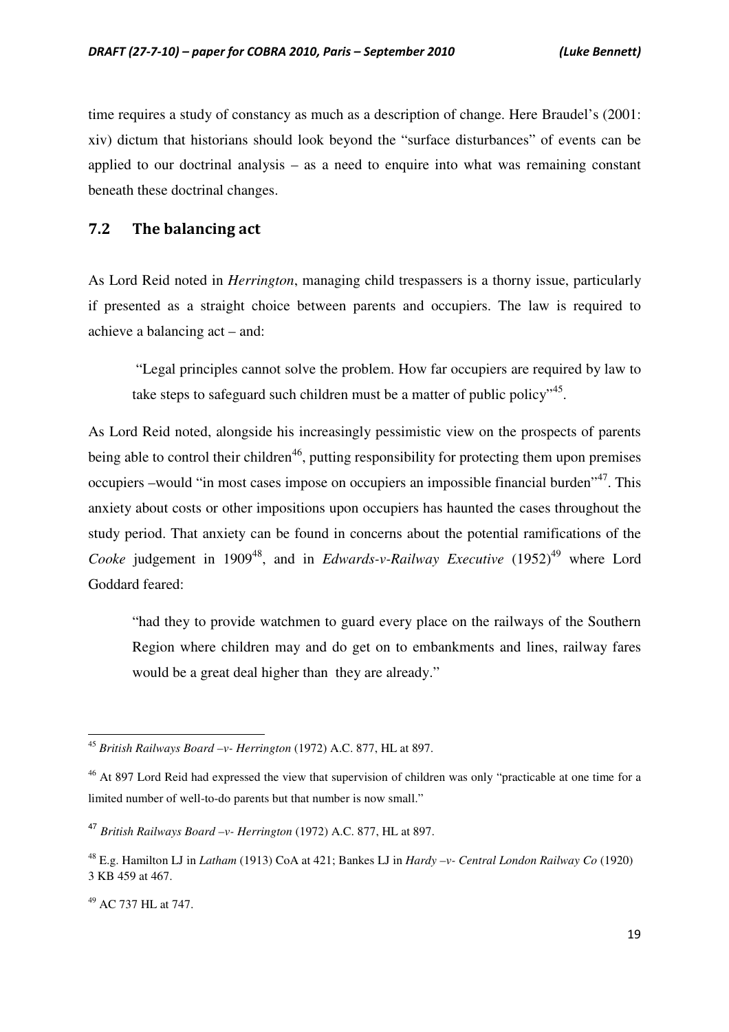time requires a study of constancy as much as a description of change. Here Braudel's (2001: xiv) dictum that historians should look beyond the "surface disturbances" of events can be applied to our doctrinal analysis – as a need to enquire into what was remaining constant beneath these doctrinal changes.

## 7.2 The balancing act

As Lord Reid noted in *Herrington*, managing child trespassers is a thorny issue, particularly if presented as a straight choice between parents and occupiers. The law is required to achieve a balancing act – and:

> "Legal principles cannot solve the problem. How far occupiers are required by law to take steps to safeguard such children must be a matter of public policy"[45].

As Lord Reid noted, alongside his increasingly pessimistic view on the prospects of parents being able to control their children[46], putting responsibility for protecting them upon premises occupiers –would "in most cases impose on occupiers an impossible financial burden"[47]. This anxiety about costs or other impositions upon occupiers has haunted the cases throughout the study period. That anxiety can be found in concerns about the potential ramifications of the *Cooke* judgement in 1909[48], and in *Edwards-v-Railway Executive* (1952)[49] where Lord Goddard feared:

> "had they to provide watchmen to guard every place on the railways of the Southern Region where children may and do get on to embankments and lines, railway fares would be a great deal higher than they are already."

---

[45] *British Railways Board –v- Herrington* (1972) A.C. 877, HL at 897.

[46] At 897 Lord Reid had expressed the view that supervision of children was only "practicable at one time for a limited number of well-to-do parents but that number is now small."

[47] *British Railways Board –v- Herrington* (1972) A.C. 877, HL at 897.

[48] E.g. Hamilton LJ in *Latham* (1913) CoA at 421; Bankes LJ in *Hardy –v- Central London Railway Co* (1920) 3 KB 459 at 467.

[49] AC 737 HL at 747.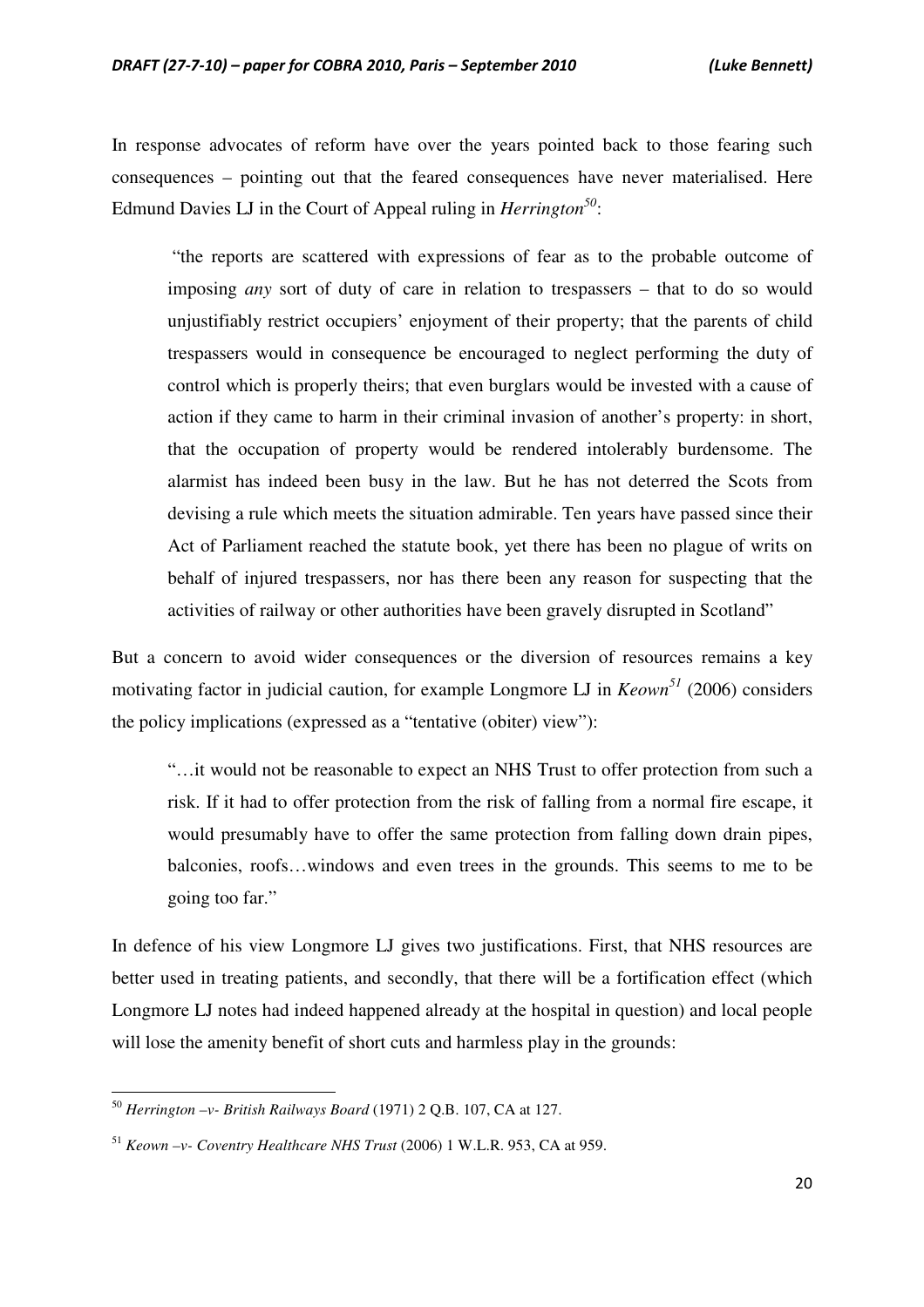In response advocates of reform have over the years pointed back to those fearing such consequences – pointing out that the feared consequences have never materialised. Here Edmund Davies LJ in the Court of Appeal ruling in *Herrington*[50]:

> "the reports are scattered with expressions of fear as to the probable outcome of imposing *any* sort of duty of care in relation to trespassers – that to do so would unjustifiably restrict occupiers' enjoyment of their property; that the parents of child trespassers would in consequence be encouraged to neglect performing the duty of control which is properly theirs; that even burglars would be invested with a cause of action if they came to harm in their criminal invasion of another's property: in short, that the occupation of property would be rendered intolerably burdensome. The alarmist has indeed been busy in the law. But he has not deterred the Scots from devising a rule which meets the situation admirable. Ten years have passed since their Act of Parliament reached the statute book, yet there has been no plague of writs on behalf of injured trespassers, nor has there been any reason for suspecting that the activities of railway or other authorities have been gravely disrupted in Scotland"

But a concern to avoid wider consequences or the diversion of resources remains a key motivating factor in judicial caution, for example Longmore LJ in *Keown*[51] (2006) considers the policy implications (expressed as a "tentative (obiter) view"):

> "…it would not be reasonable to expect an NHS Trust to offer protection from such a risk. If it had to offer protection from the risk of falling from a normal fire escape, it would presumably have to offer the same protection from falling down drain pipes, balconies, roofs…windows and even trees in the grounds. This seems to me to be going too far."

In defence of his view Longmore LJ gives two justifications. First, that NHS resources are better used in treating patients, and secondly, that there will be a fortification effect (which Longmore LJ notes had indeed happened already at the hospital in question) and local people will lose the amenity benefit of short cuts and harmless play in the grounds:

---

[50] *Herrington –v- British Railways Board* (1971) 2 Q.B. 107, CA at 127.

[51] *Keown –v- Coventry Healthcare NHS Trust* (2006) 1 W.L.R. 953, CA at 959.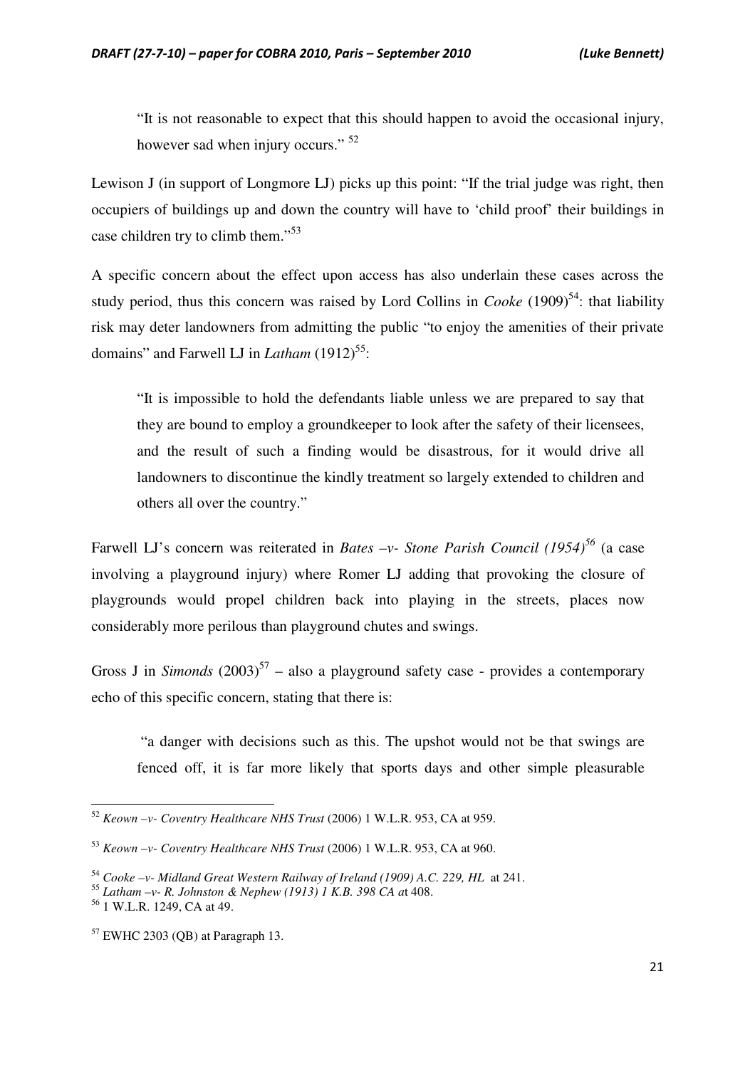"It is not reasonable to expect that this should happen to avoid the occasional injury, however sad when injury occurs." [52]

Lewison J (in support of Longmore LJ) picks up this point: "If the trial judge was right, then occupiers of buildings up and down the country will have to 'child proof' their buildings in case children try to climb them."[53]

A specific concern about the effect upon access has also underlain these cases across the study period, thus this concern was raised by Lord Collins in *Cooke* (1909)[54]: that liability risk may deter landowners from admitting the public "to enjoy the amenities of their private domains" and Farwell LJ in *Latham* (1912)[55]:

> "It is impossible to hold the defendants liable unless we are prepared to say that they are bound to employ a groundkeeper to look after the safety of their licensees, and the result of such a finding would be disastrous, for it would drive all landowners to discontinue the kindly treatment so largely extended to children and others all over the country."

Farwell LJ's concern was reiterated in *Bates –v- Stone Parish Council (1954)*[56] (a case involving a playground injury) where Romer LJ adding that provoking the closure of playgrounds would propel children back into playing in the streets, places now considerably more perilous than playground chutes and swings.

Gross J in *Simonds* (2003)[57] – also a playground safety case - provides a contemporary echo of this specific concern, stating that there is:

> "a danger with decisions such as this. The upshot would not be that swings are fenced off, it is far more likely that sports days and other simple pleasurable

---

[52] *Keown –v- Coventry Healthcare NHS Trust* (2006) 1 W.L.R. 953, CA at 959.

[53] *Keown –v- Coventry Healthcare NHS Trust* (2006) 1 W.L.R. 953, CA at 960.

[54] *Cooke –v- Midland Great Western Railway of Ireland (1909) A.C. 229, HL* at 241.

[55] *Latham –v- R. Johnston & Nephew (1913) 1 K.B. 398 CA a*t 408.

[56] 1 W.L.R. 1249, CA at 49.

[57] EWHC 2303 (QB) at Paragraph 13.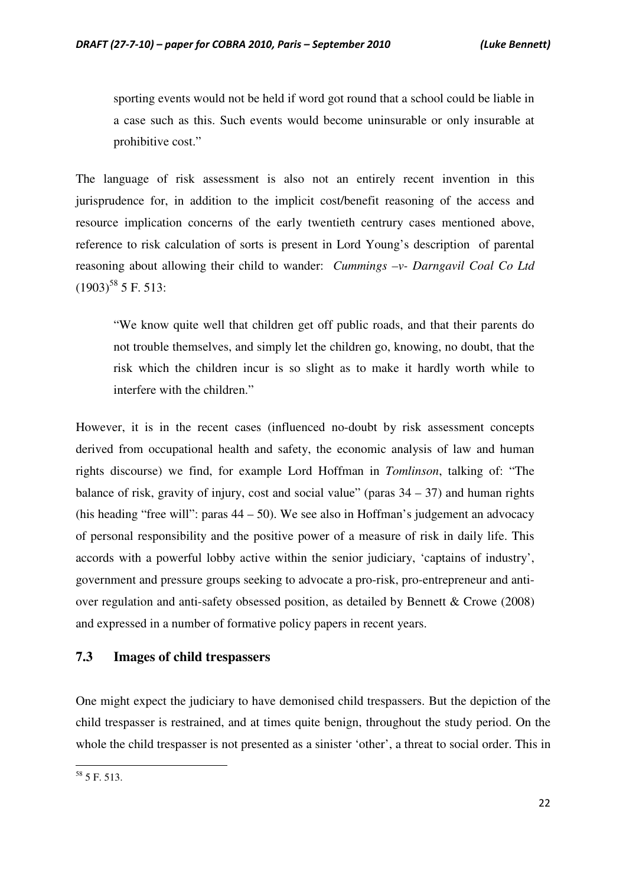sporting events would not be held if word got round that a school could be liable in a case such as this. Such events would become uninsurable or only insurable at prohibitive cost."

The language of risk assessment is also not an entirely recent invention in this jurisprudence for, in addition to the implicit cost/benefit reasoning of the access and resource implication concerns of the early twentieth centrury cases mentioned above, reference to risk calculation of sorts is present in Lord Young's description of parental reasoning about allowing their child to wander: *Cummings –v- Darngavil Coal Co Ltd* (1903)[58] 5 F. 513:

> "We know quite well that children get off public roads, and that their parents do not trouble themselves, and simply let the children go, knowing, no doubt, that the risk which the children incur is so slight as to make it hardly worth while to interfere with the children."

However, it is in the recent cases (influenced no-doubt by risk assessment concepts derived from occupational health and safety, the economic analysis of law and human rights discourse) we find, for example Lord Hoffman in *Tomlinson*, talking of: "The balance of risk, gravity of injury, cost and social value" (paras 34 – 37) and human rights (his heading "free will": paras 44 – 50). We see also in Hoffman's judgement an advocacy of personal responsibility and the positive power of a measure of risk in daily life. This accords with a powerful lobby active within the senior judiciary, 'captains of industry', government and pressure groups seeking to advocate a pro-risk, pro-entrepreneur and anti-over regulation and anti-safety obsessed position, as detailed by Bennett & Crowe (2008) and expressed in a number of formative policy papers in recent years.

### 7.3 Images of child trespassers

One might expect the judiciary to have demonised child trespassers. But the depiction of the child trespasser is restrained, and at times quite benign, throughout the study period. On the whole the child trespasser is not presented as a sinister 'other', a threat to social order. This in

[58] 5 F. 513.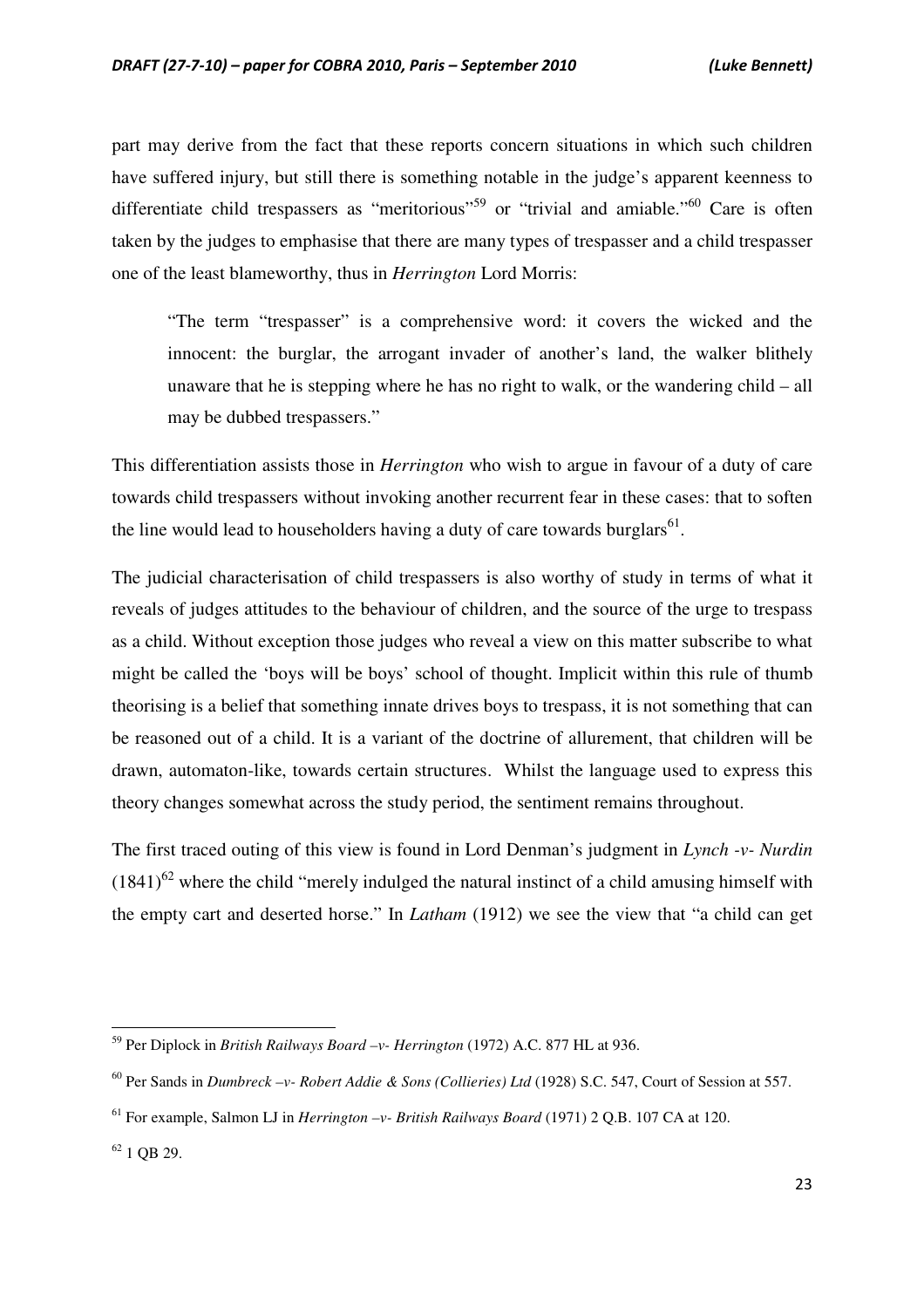part may derive from the fact that these reports concern situations in which such children have suffered injury, but still there is something notable in the judge's apparent keenness to differentiate child trespassers as "meritorious"[59] or "trivial and amiable."[60] Care is often taken by the judges to emphasise that there are many types of trespasser and a child trespasser one of the least blameworthy, thus in *Herrington* Lord Morris:

> "The term "trespasser" is a comprehensive word: it covers the wicked and the innocent: the burglar, the arrogant invader of another's land, the walker blithely unaware that he is stepping where he has no right to walk, or the wandering child – all may be dubbed trespassers."

This differentiation assists those in *Herrington* who wish to argue in favour of a duty of care towards child trespassers without invoking another recurrent fear in these cases: that to soften the line would lead to householders having a duty of care towards burglars[61].

The judicial characterisation of child trespassers is also worthy of study in terms of what it reveals of judges attitudes to the behaviour of children, and the source of the urge to trespass as a child. Without exception those judges who reveal a view on this matter subscribe to what might be called the 'boys will be boys' school of thought. Implicit within this rule of thumb theorising is a belief that something innate drives boys to trespass, it is not something that can be reasoned out of a child. It is a variant of the doctrine of allurement, that children will be drawn, automaton-like, towards certain structures. Whilst the language used to express this theory changes somewhat across the study period, the sentiment remains throughout.

The first traced outing of this view is found in Lord Denman's judgment in *Lynch -v- Nurdin* (1841)[62] where the child "merely indulged the natural instinct of a child amusing himself with the empty cart and deserted horse." In *Latham* (1912) we see the view that "a child can get

---

[59] Per Diplock in *British Railways Board –v- Herrington* (1972) A.C. 877 HL at 936.

[60] Per Sands in *Dumbreck –v- Robert Addie & Sons (Collieries) Ltd* (1928) S.C. 547, Court of Session at 557.

[61] For example, Salmon LJ in *Herrington –v- British Railways Board* (1971) 2 Q.B. 107 CA at 120.

[62] 1 QB 29.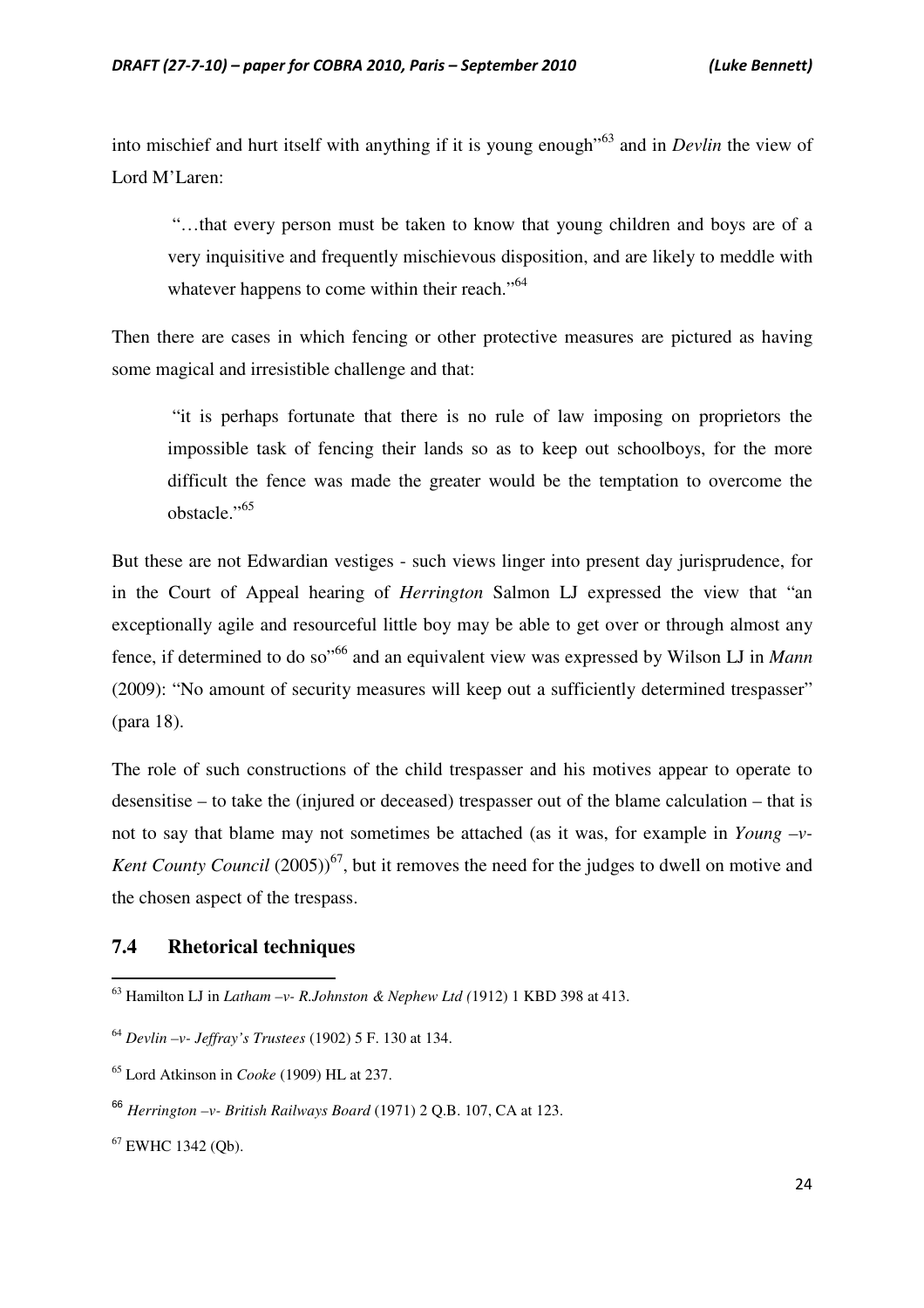into mischief and hurt itself with anything if it is young enough"[63] and in *Devlin* the view of Lord M'Laren:

> "…that every person must be taken to know that young children and boys are of a very inquisitive and frequently mischievous disposition, and are likely to meddle with whatever happens to come within their reach."[64]

Then there are cases in which fencing or other protective measures are pictured as having some magical and irresistible challenge and that:

> "it is perhaps fortunate that there is no rule of law imposing on proprietors the impossible task of fencing their lands so as to keep out schoolboys, for the more difficult the fence was made the greater would be the temptation to overcome the obstacle."[65]

But these are not Edwardian vestiges - such views linger into present day jurisprudence, for in the Court of Appeal hearing of *Herrington* Salmon LJ expressed the view that "an exceptionally agile and resourceful little boy may be able to get over or through almost any fence, if determined to do so"[66] and an equivalent view was expressed by Wilson LJ in *Mann* (2009): "No amount of security measures will keep out a sufficiently determined trespasser" (para 18).

The role of such constructions of the child trespasser and his motives appear to operate to desensitise – to take the (injured or deceased) trespasser out of the blame calculation – that is not to say that blame may not sometimes be attached (as it was, for example in *Young –v- Kent County Council* (2005))[67], but it removes the need for the judges to dwell on motive and the chosen aspect of the trespass.

## 7.4 Rhetorical techniques

---

[63] Hamilton LJ in *Latham –v- R.Johnston & Nephew Ltd (*1912) 1 KBD 398 at 413.

[64] *Devlin –v- Jeffray's Trustees* (1902) 5 F. 130 at 134.

[65] Lord Atkinson in *Cooke* (1909) HL at 237.

[66] *Herrington –v- British Railways Board* (1971) 2 Q.B. 107, CA at 123.

[67] EWHC 1342 (Qb).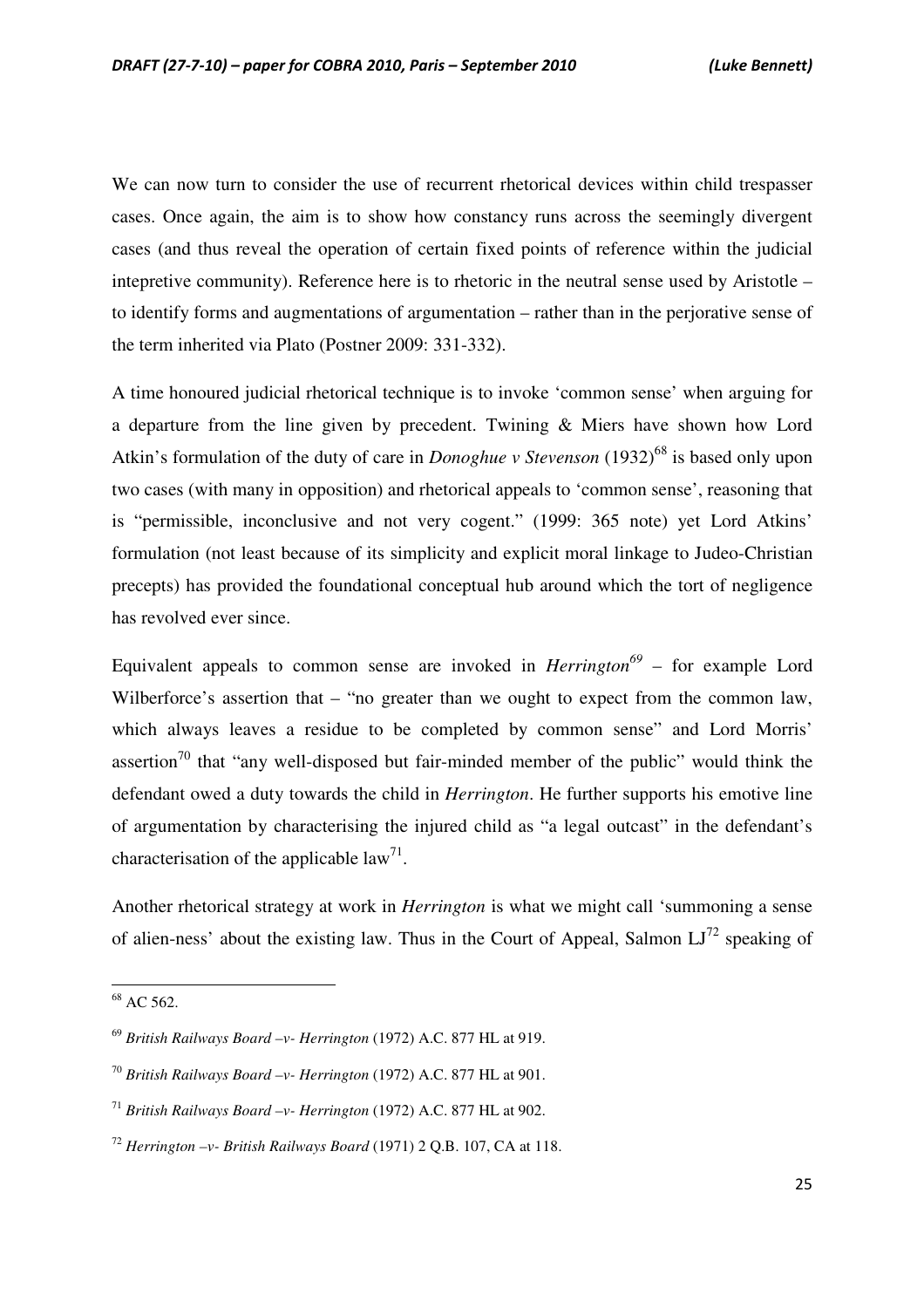We can now turn to consider the use of recurrent rhetorical devices within child trespasser cases. Once again, the aim is to show how constancy runs across the seemingly divergent cases (and thus reveal the operation of certain fixed points of reference within the judicial intepretive community). Reference here is to rhetoric in the neutral sense used by Aristotle – to identify forms and augmentations of argumentation – rather than in the perjorative sense of the term inherited via Plato (Postner 2009: 331-332).

A time honoured judicial rhetorical technique is to invoke 'common sense' when arguing for a departure from the line given by precedent. Twining & Miers have shown how Lord Atkin's formulation of the duty of care in *Donoghue v Stevenson* (1932)[68] is based only upon two cases (with many in opposition) and rhetorical appeals to 'common sense', reasoning that is "permissible, inconclusive and not very cogent." (1999: 365 note) yet Lord Atkins' formulation (not least because of its simplicity and explicit moral linkage to Judeo-Christian precepts) has provided the foundational conceptual hub around which the tort of negligence has revolved ever since.

Equivalent appeals to common sense are invoked in *Herrington*[69] – for example Lord Wilberforce's assertion that – "no greater than we ought to expect from the common law, which always leaves a residue to be completed by common sense" and Lord Morris' assertion[70] that "any well-disposed but fair-minded member of the public" would think the defendant owed a duty towards the child in *Herrington*. He further supports his emotive line of argumentation by characterising the injured child as "a legal outcast" in the defendant's characterisation of the applicable law[71].

Another rhetorical strategy at work in *Herrington* is what we might call 'summoning a sense of alien-ness' about the existing law. Thus in the Court of Appeal, Salmon LJ[72] speaking of

---

[68] AC 562.

[69] *British Railways Board –v- Herrington* (1972) A.C. 877 HL at 919.

[70] *British Railways Board –v- Herrington* (1972) A.C. 877 HL at 901.

[71] *British Railways Board –v- Herrington* (1972) A.C. 877 HL at 902.

[72] *Herrington –v- British Railways Board* (1971) 2 Q.B. 107, CA at 118.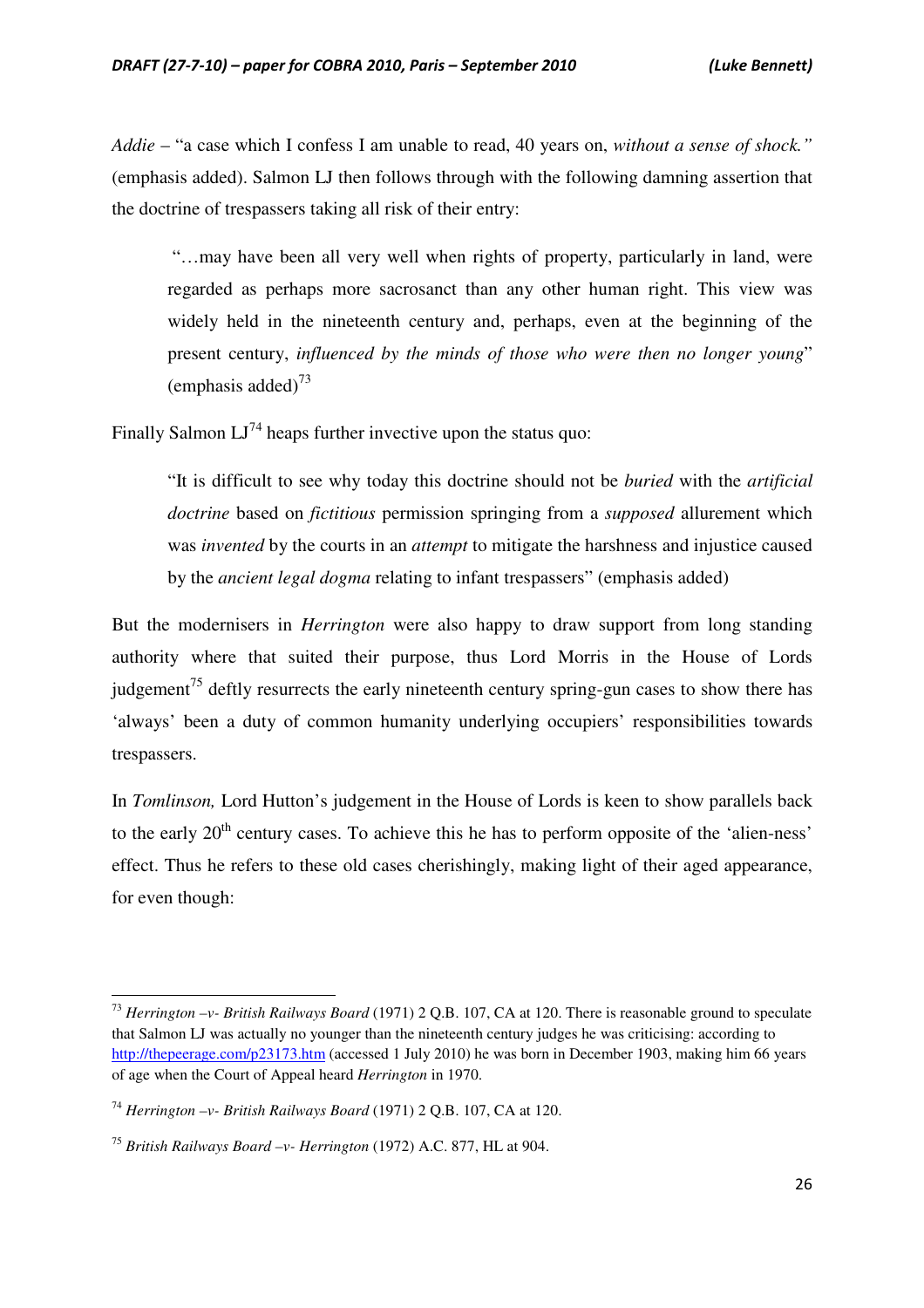*Addie* – "a case which I confess I am unable to read, 40 years on, *without a sense of shock."* (emphasis added). Salmon LJ then follows through with the following damning assertion that the doctrine of trespassers taking all risk of their entry:

> "…may have been all very well when rights of property, particularly in land, were regarded as perhaps more sacrosanct than any other human right. This view was widely held in the nineteenth century and, perhaps, even at the beginning of the present century, *influenced by the minds of those who were then no longer young*" (emphasis added)[73]

Finally Salmon LJ[74] heaps further invective upon the status quo:

> "It is difficult to see why today this doctrine should not be *buried* with the *artificial doctrine* based on *fictitious* permission springing from a *supposed* allurement which was *invented* by the courts in an *attempt* to mitigate the harshness and injustice caused by the *ancient legal dogma* relating to infant trespassers" (emphasis added)

But the modernisers in *Herrington* were also happy to draw support from long standing authority where that suited their purpose, thus Lord Morris in the House of Lords judgement[75] deftly resurrects the early nineteenth century spring-gun cases to show there has 'always' been a duty of common humanity underlying occupiers' responsibilities towards trespassers.

In *Tomlinson,* Lord Hutton's judgement in the House of Lords is keen to show parallels back to the early 20th century cases. To achieve this he has to perform opposite of the 'alien-ness' effect. Thus he refers to these old cases cherishingly, making light of their aged appearance, for even though:

---

[73] *Herrington –v- British Railways Board* (1971) 2 Q.B. 107, CA at 120. There is reasonable ground to speculate that Salmon LJ was actually no younger than the nineteenth century judges he was criticising: according to http://thepeerage.com/p23173.htm (accessed 1 July 2010) he was born in December 1903, making him 66 years of age when the Court of Appeal heard *Herrington* in 1970.

[74] *Herrington –v- British Railways Board* (1971) 2 Q.B. 107, CA at 120.

[75] *British Railways Board –v- Herrington* (1972) A.C. 877, HL at 904.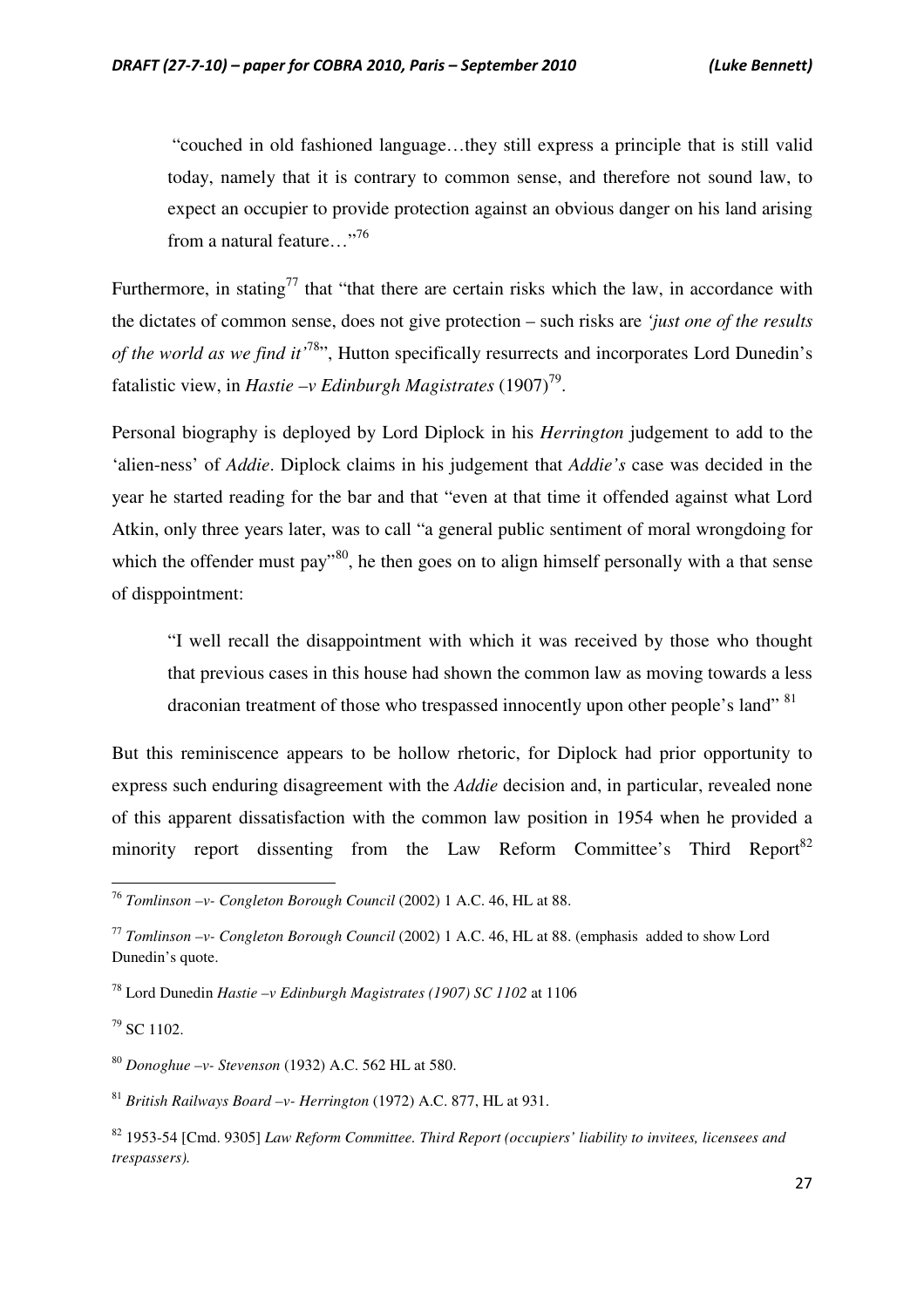> "couched in old fashioned language…they still express a principle that is still valid today, namely that it is contrary to common sense, and therefore not sound law, to expect an occupier to provide protection against an obvious danger on his land arising from a natural feature…"[76]

Furthermore, in stating[77] that "that there are certain risks which the law, in accordance with the dictates of common sense, does not give protection – such risks are *'just one of the results of the world as we find it'*[78]", Hutton specifically resurrects and incorporates Lord Dunedin's fatalistic view, in *Hastie –v Edinburgh Magistrates* (1907)[79].

Personal biography is deployed by Lord Diplock in his *Herrington* judgement to add to the 'alien-ness' of *Addie*. Diplock claims in his judgement that *Addie's* case was decided in the year he started reading for the bar and that "even at that time it offended against what Lord Atkin, only three years later, was to call "a general public sentiment of moral wrongdoing for which the offender must pay"[80], he then goes on to align himself personally with a that sense of disppointment:

> "I well recall the disappointment with which it was received by those who thought that previous cases in this house had shown the common law as moving towards a less draconian treatment of those who trespassed innocently upon other people's land" [81]

But this reminiscence appears to be hollow rhetoric, for Diplock had prior opportunity to express such enduring disagreement with the *Addie* decision and, in particular, revealed none of this apparent dissatisfaction with the common law position in 1954 when he provided a minority report dissenting from the Law Reform Committee's Third Report[82]

---

[76] *Tomlinson –v- Congleton Borough Council* (2002) 1 A.C. 46, HL at 88.

[77] *Tomlinson –v- Congleton Borough Council* (2002) 1 A.C. 46, HL at 88. (emphasis added to show Lord Dunedin's quote.

[78] Lord Dunedin *Hastie –v Edinburgh Magistrates (1907) SC 1102* at 1106

[79] SC 1102.

[80] *Donoghue –v- Stevenson* (1932) A.C. 562 HL at 580.

[81] *British Railways Board –v- Herrington* (1972) A.C. 877, HL at 931.

[82] 1953-54 [Cmd. 9305] *Law Reform Committee. Third Report (occupiers' liability to invitees, licensees and trespassers).*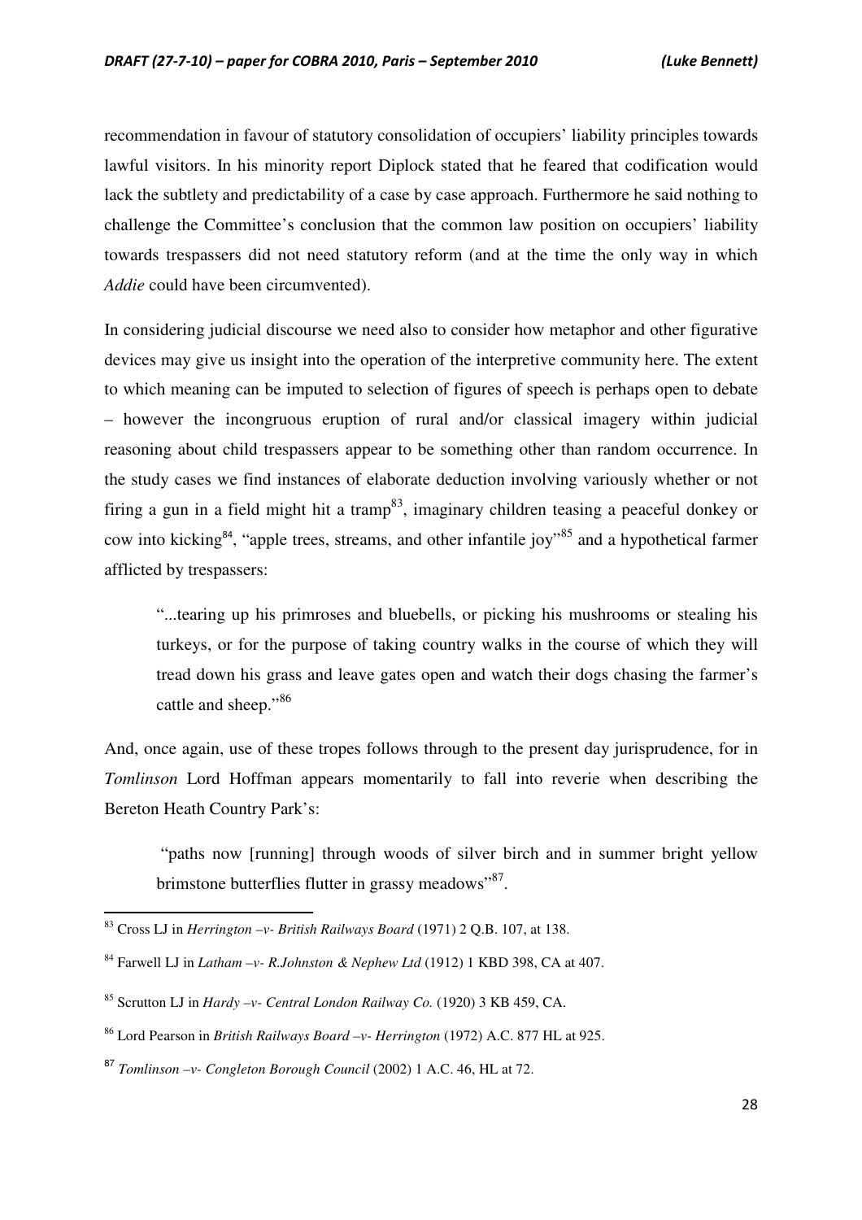recommendation in favour of statutory consolidation of occupiers' liability principles towards lawful visitors. In his minority report Diplock stated that he feared that codification would lack the subtlety and predictability of a case by case approach. Furthermore he said nothing to challenge the Committee's conclusion that the common law position on occupiers' liability towards trespassers did not need statutory reform (and at the time the only way in which *Addie* could have been circumvented).

In considering judicial discourse we need also to consider how metaphor and other figurative devices may give us insight into the operation of the interpretive community here. The extent to which meaning can be imputed to selection of figures of speech is perhaps open to debate – however the incongruous eruption of rural and/or classical imagery within judicial reasoning about child trespassers appear to be something other than random occurrence. In the study cases we find instances of elaborate deduction involving variously whether or not firing a gun in a field might hit a tramp[83], imaginary children teasing a peaceful donkey or cow into kicking[84], "apple trees, streams, and other infantile joy"[85] and a hypothetical farmer afflicted by trespassers:

> "...tearing up his primroses and bluebells, or picking his mushrooms or stealing his turkeys, or for the purpose of taking country walks in the course of which they will tread down his grass and leave gates open and watch their dogs chasing the farmer's cattle and sheep."[86]

And, once again, use of these tropes follows through to the present day jurisprudence, for in *Tomlinson* Lord Hoffman appears momentarily to fall into reverie when describing the Bereton Heath Country Park's:

> "paths now [running] through woods of silver birch and in summer bright yellow brimstone butterflies flutter in grassy meadows"[87].

---

[83] Cross LJ in *Herrington –v- British Railways Board* (1971) 2 Q.B. 107, at 138.

[84] Farwell LJ in *Latham –v- R.Johnston & Nephew Ltd* (1912) 1 KBD 398, CA at 407.

[85] Scrutton LJ in *Hardy –v- Central London Railway Co.* (1920) 3 KB 459, CA.

[86] Lord Pearson in *British Railways Board –v- Herrington* (1972) A.C. 877 HL at 925.

[87] *Tomlinson –v- Congleton Borough Council* (2002) 1 A.C. 46, HL at 72.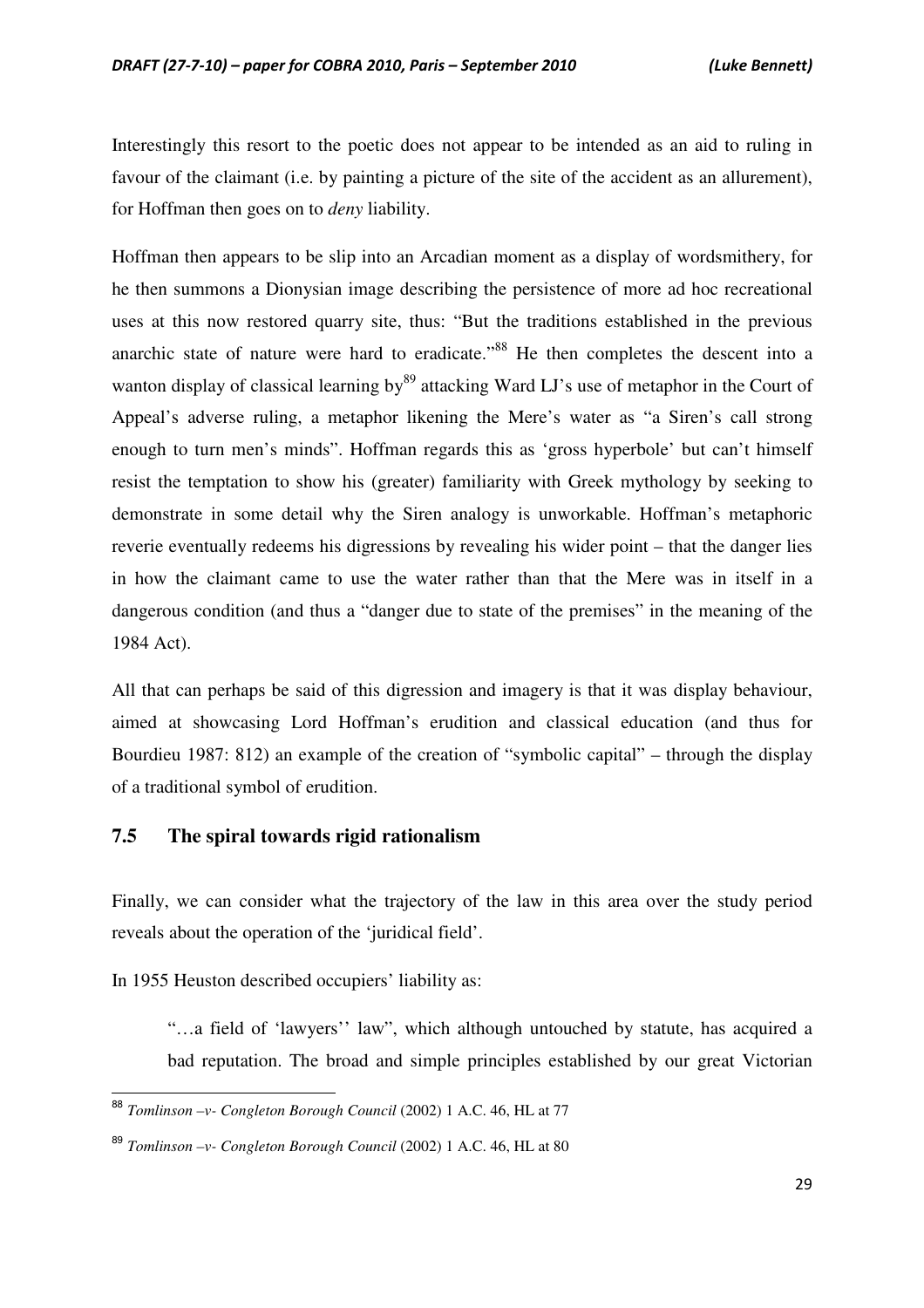Interestingly this resort to the poetic does not appear to be intended as an aid to ruling in favour of the claimant (i.e. by painting a picture of the site of the accident as an allurement), for Hoffman then goes on to *deny* liability.

Hoffman then appears to be slip into an Arcadian moment as a display of wordsmithery, for he then summons a Dionysian image describing the persistence of more ad hoc recreational uses at this now restored quarry site, thus: "But the traditions established in the previous anarchic state of nature were hard to eradicate."[88] He then completes the descent into a wanton display of classical learning by[89] attacking Ward LJ's use of metaphor in the Court of Appeal's adverse ruling, a metaphor likening the Mere's water as "a Siren's call strong enough to turn men's minds". Hoffman regards this as 'gross hyperbole' but can't himself resist the temptation to show his (greater) familiarity with Greek mythology by seeking to demonstrate in some detail why the Siren analogy is unworkable. Hoffman's metaphoric reverie eventually redeems his digressions by revealing his wider point – that the danger lies in how the claimant came to use the water rather than that the Mere was in itself in a dangerous condition (and thus a "danger due to state of the premises" in the meaning of the 1984 Act).

All that can perhaps be said of this digression and imagery is that it was display behaviour, aimed at showcasing Lord Hoffman's erudition and classical education (and thus for Bourdieu 1987: 812) an example of the creation of "symbolic capital" – through the display of a traditional symbol of erudition.

## 7.5 The spiral towards rigid rationalism

Finally, we can consider what the trajectory of the law in this area over the study period reveals about the operation of the 'juridical field'.

In 1955 Heuston described occupiers' liability as:

> "…a field of 'lawyers'' law", which although untouched by statute, has acquired a bad reputation. The broad and simple principles established by our great Victorian

---

[88] *Tomlinson –v- Congleton Borough Council* (2002) 1 A.C. 46, HL at 77

[89] *Tomlinson –v- Congleton Borough Council* (2002) 1 A.C. 46, HL at 80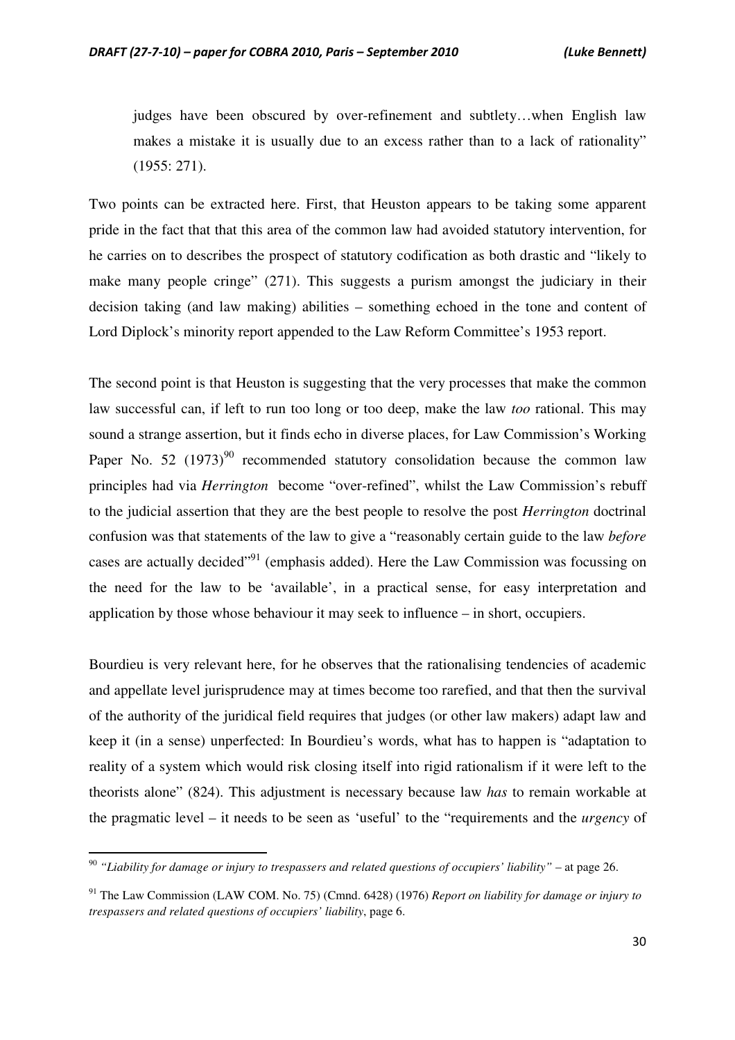judges have been obscured by over-refinement and subtlety…when English law makes a mistake it is usually due to an excess rather than to a lack of rationality" (1955: 271).

Two points can be extracted here. First, that Heuston appears to be taking some apparent pride in the fact that that this area of the common law had avoided statutory intervention, for he carries on to describes the prospect of statutory codification as both drastic and "likely to make many people cringe" (271). This suggests a purism amongst the judiciary in their decision taking (and law making) abilities – something echoed in the tone and content of Lord Diplock's minority report appended to the Law Reform Committee's 1953 report.

The second point is that Heuston is suggesting that the very processes that make the common law successful can, if left to run too long or too deep, make the law *too* rational. This may sound a strange assertion, but it finds echo in diverse places, for Law Commission's Working Paper No. 52 (1973)[90] recommended statutory consolidation because the common law principles had via *Herrington* become "over-refined", whilst the Law Commission's rebuff to the judicial assertion that they are the best people to resolve the post *Herrington* doctrinal confusion was that statements of the law to give a "reasonably certain guide to the law *before* cases are actually decided"[91] (emphasis added). Here the Law Commission was focussing on the need for the law to be 'available', in a practical sense, for easy interpretation and application by those whose behaviour it may seek to influence – in short, occupiers.

Bourdieu is very relevant here, for he observes that the rationalising tendencies of academic and appellate level jurisprudence may at times become too rarefied, and that then the survival of the authority of the juridical field requires that judges (or other law makers) adapt law and keep it (in a sense) unperfected: In Bourdieu's words, what has to happen is "adaptation to reality of a system which would risk closing itself into rigid rationalism if it were left to the theorists alone" (824). This adjustment is necessary because law *has* to remain workable at the pragmatic level – it needs to be seen as 'useful' to the "requirements and the *urgency* of

---

[90] *"Liability for damage or injury to trespassers and related questions of occupiers' liability"* – at page 26.

[91] The Law Commission (LAW COM. No. 75) (Cmnd. 6428) (1976) *Report on liability for damage or injury to trespassers and related questions of occupiers' liability*, page 6.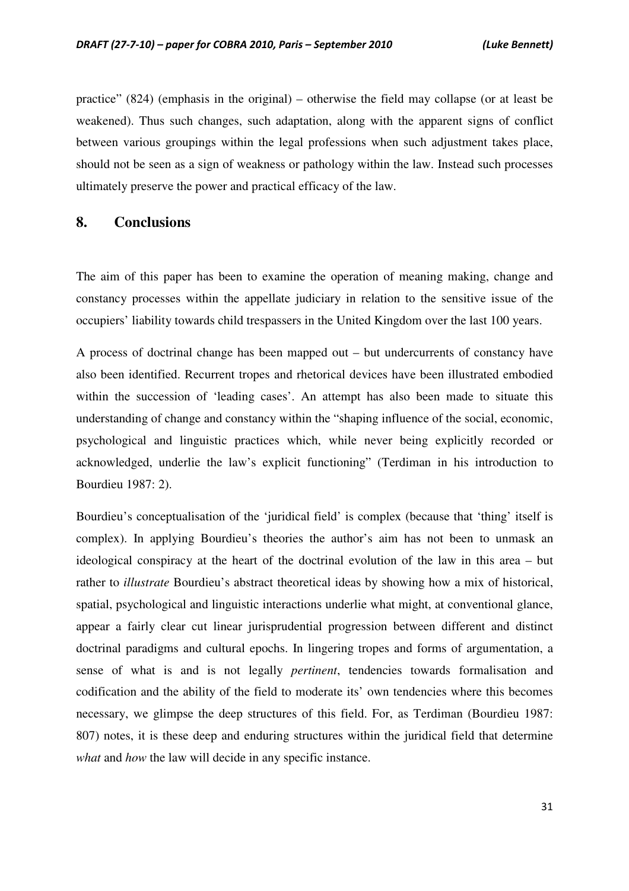practice" (824) (emphasis in the original) – otherwise the field may collapse (or at least be weakened). Thus such changes, such adaptation, along with the apparent signs of conflict between various groupings within the legal professions when such adjustment takes place, should not be seen as a sign of weakness or pathology within the law. Instead such processes ultimately preserve the power and practical efficacy of the law.

## 8. Conclusions

The aim of this paper has been to examine the operation of meaning making, change and constancy processes within the appellate judiciary in relation to the sensitive issue of the occupiers' liability towards child trespassers in the United Kingdom over the last 100 years.

A process of doctrinal change has been mapped out – but undercurrents of constancy have also been identified. Recurrent tropes and rhetorical devices have been illustrated embodied within the succession of 'leading cases'. An attempt has also been made to situate this understanding of change and constancy within the "shaping influence of the social, economic, psychological and linguistic practices which, while never being explicitly recorded or acknowledged, underlie the law's explicit functioning" (Terdiman in his introduction to Bourdieu 1987: 2).

Bourdieu's conceptualisation of the 'juridical field' is complex (because that 'thing' itself is complex). In applying Bourdieu's theories the author's aim has not been to unmask an ideological conspiracy at the heart of the doctrinal evolution of the law in this area – but rather to *illustrate* Bourdieu's abstract theoretical ideas by showing how a mix of historical, spatial, psychological and linguistic interactions underlie what might, at conventional glance, appear a fairly clear cut linear jurisprudential progression between different and distinct doctrinal paradigms and cultural epochs. In lingering tropes and forms of argumentation, a sense of what is and is not legally *pertinent*, tendencies towards formalisation and codification and the ability of the field to moderate its' own tendencies where this becomes necessary, we glimpse the deep structures of this field. For, as Terdiman (Bourdieu 1987: 807) notes, it is these deep and enduring structures within the juridical field that determine *what* and *how* the law will decide in any specific instance.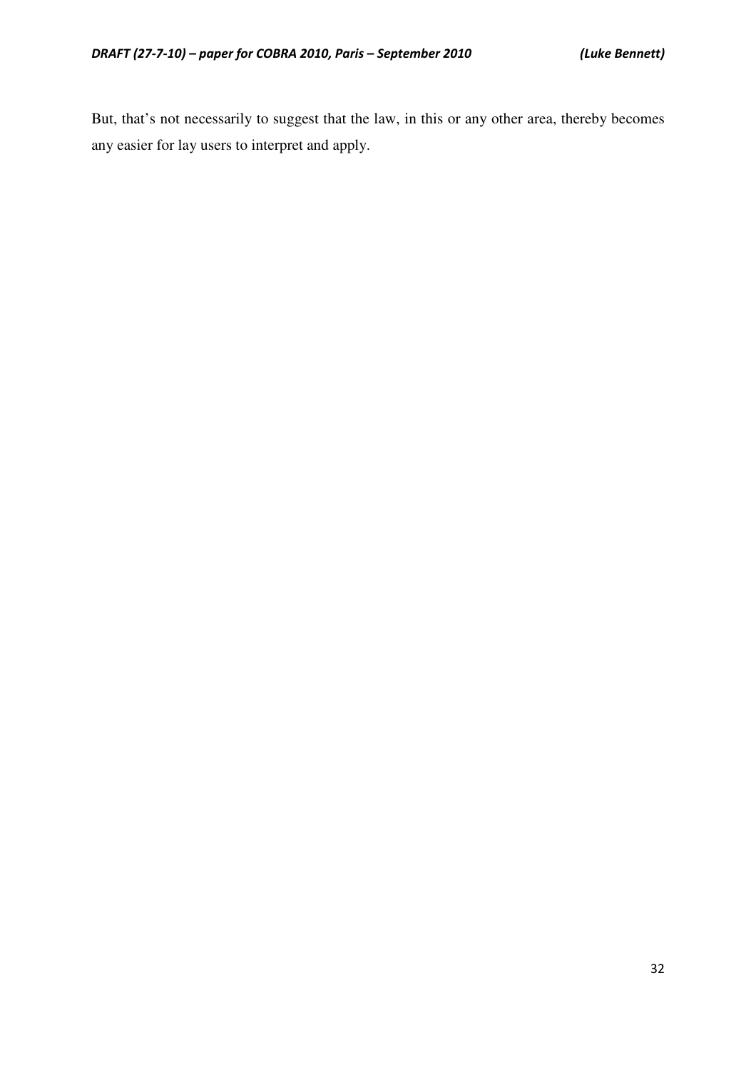But, that's not necessarily to suggest that the law, in this or any other area, thereby becomes any easier for lay users to interpret and apply.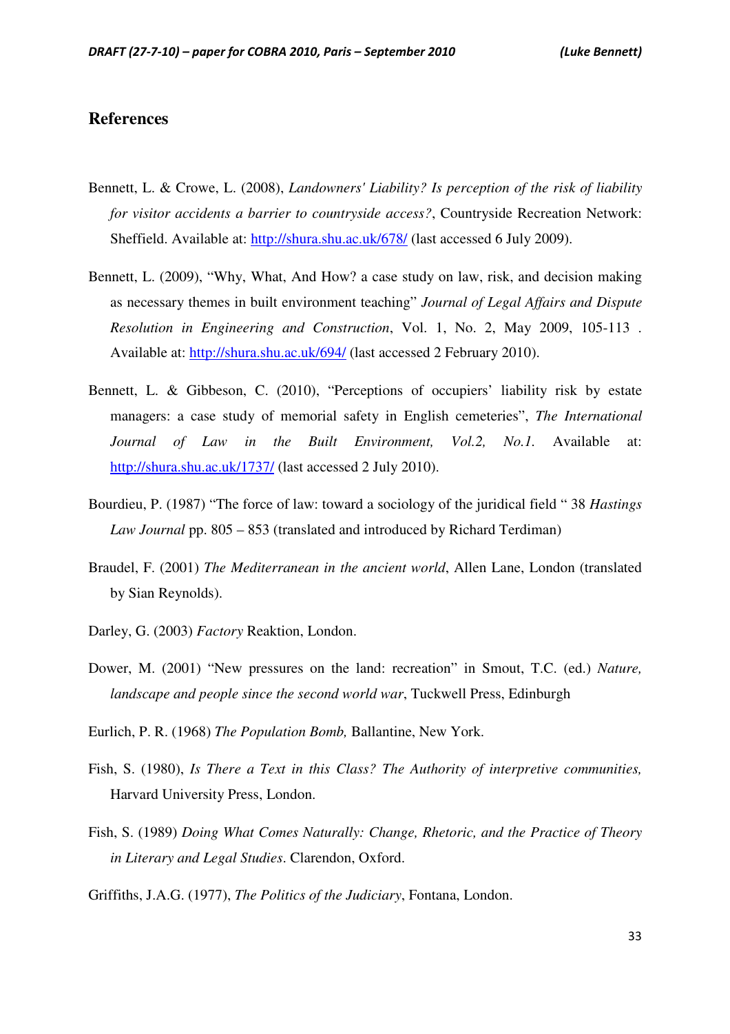## References

Bennett, L. & Crowe, L. (2008), *Landowners' Liability? Is perception of the risk of liability for visitor accidents a barrier to countryside access?*, Countryside Recreation Network: Sheffield. Available at: http://shura.shu.ac.uk/678/ (last accessed 6 July 2009).

Bennett, L. (2009), "Why, What, And How? a case study on law, risk, and decision making as necessary themes in built environment teaching" *Journal of Legal Affairs and Dispute Resolution in Engineering and Construction*, Vol. 1, No. 2, May 2009, 105-113 . Available at: http://shura.shu.ac.uk/694/ (last accessed 2 February 2010).

Bennett, L. & Gibbeson, C. (2010), "Perceptions of occupiers' liability risk by estate managers: a case study of memorial safety in English cemeteries", *The International Journal of Law in the Built Environment, Vol.2, No.1*. Available at: http://shura.shu.ac.uk/1737/ (last accessed 2 July 2010).

Bourdieu, P. (1987) "The force of law: toward a sociology of the juridical field " 38 *Hastings Law Journal* pp. 805 – 853 (translated and introduced by Richard Terdiman)

Braudel, F. (2001) *The Mediterranean in the ancient world*, Allen Lane, London (translated by Sian Reynolds).

Darley, G. (2003) *Factory* Reaktion, London.

Dower, M. (2001) "New pressures on the land: recreation" in Smout, T.C. (ed.) *Nature, landscape and people since the second world war*, Tuckwell Press, Edinburgh

Eurlich, P. R. (1968) *The Population Bomb,* Ballantine, New York.

Fish, S. (1980), *Is There a Text in this Class? The Authority of interpretive communities,* Harvard University Press, London.

Fish, S. (1989) *Doing What Comes Naturally: Change, Rhetoric, and the Practice of Theory in Literary and Legal Studies*. Clarendon, Oxford.

Griffiths, J.A.G. (1977), *The Politics of the Judiciary*, Fontana, London.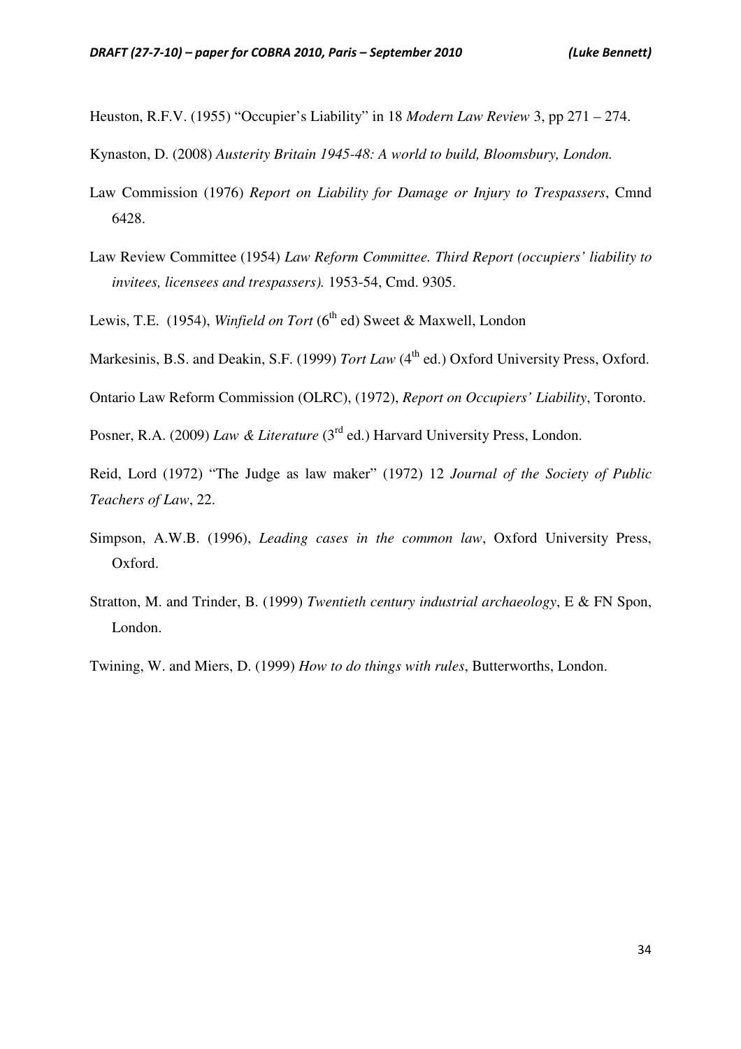Heuston, R.F.V. (1955) "Occupier's Liability" in 18 *Modern Law Review* 3, pp 271 – 274.

Kynaston, D. (2008) *Austerity Britain 1945-48: A world to build, Bloomsbury, London.*

Law Commission (1976) *Report on Liability for Damage or Injury to Trespassers*, Cmnd 6428.

Law Review Committee (1954) *Law Reform Committee. Third Report (occupiers' liability to invitees, licensees and trespassers).* 1953-54, Cmd. 9305.

Lewis, T.E. (1954), *Winfield on Tort* (6th ed) Sweet & Maxwell, London

Markesinis, B.S. and Deakin, S.F. (1999) *Tort Law* (4th ed.) Oxford University Press, Oxford.

Ontario Law Reform Commission (OLRC), (1972), *Report on Occupiers' Liability*, Toronto.

Posner, R.A. (2009) *Law & Literature* (3rd ed.) Harvard University Press, London.

Reid, Lord (1972) "The Judge as law maker" (1972) 12 *Journal of the Society of Public Teachers of Law*, 22.

Simpson, A.W.B. (1996), *Leading cases in the common law*, Oxford University Press, Oxford.

Stratton, M. and Trinder, B. (1999) *Twentieth century industrial archaeology*, E & FN Spon, London.

Twining, W. and Miers, D. (1999) *How to do things with rules*, Butterworths, London.